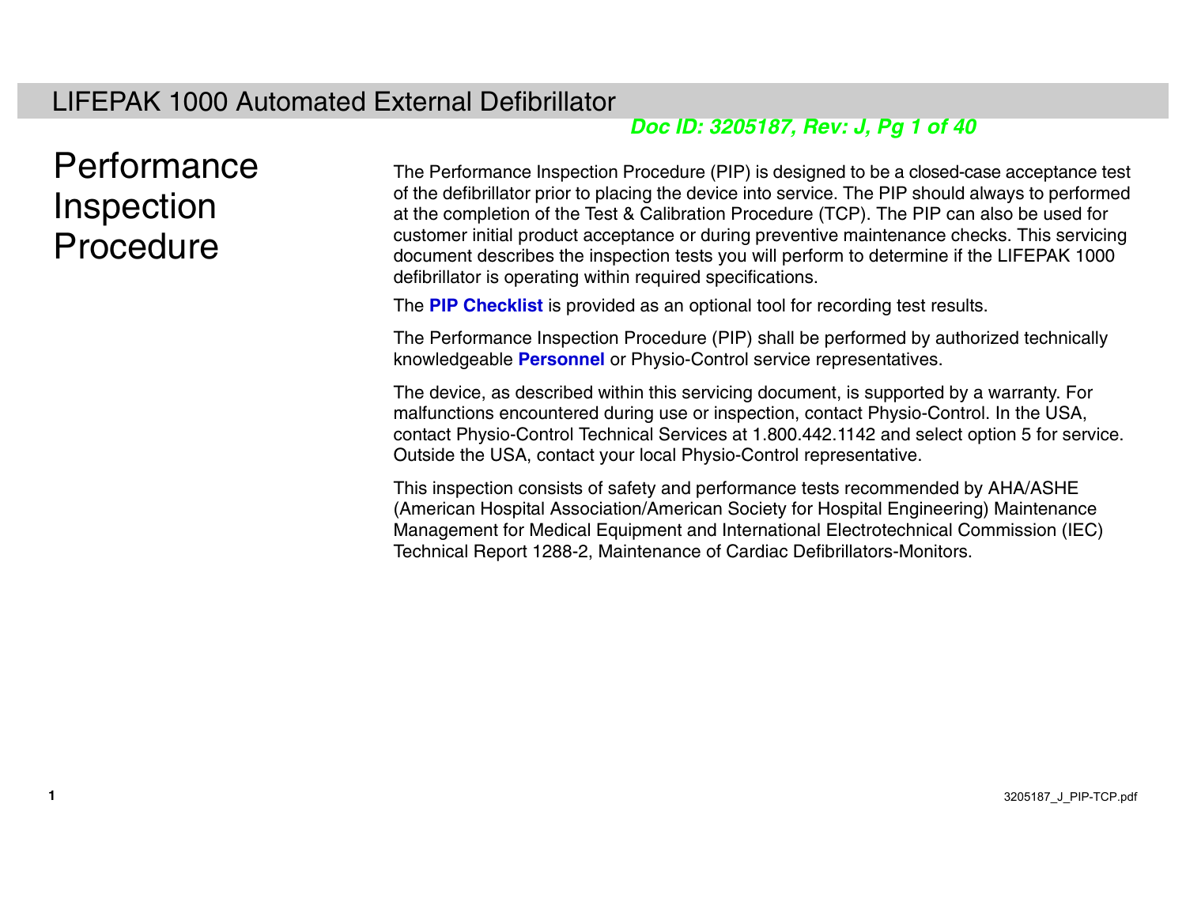# LIFEPAK 1000 Automated External Defibrillator

## Performance Inspection Procedure

The Performance Inspection Procedure (PIP) is designed to be a closed-case acceptance test of the defibrillator prior to placing the device into service. The PIP should always to performed at the completion of the Test & Calibration Procedure (TCP). The PIP can also be used for customer initial product acceptance or during preventive maintenance checks. This servicing document describes the inspection tests you will perform to determine if the LIFEPAK 1000 defibrillator is operating within required specifications.

The **PIP Checklist** is provided as an optional tool for recording test results.

The Performance Inspection Procedure (PIP) shall be performed by authorized technically knowledgeable **Personnel** or Physio-Control service representatives.

The device, as described within this servicing document, is supported by a warranty. For malfunctions encountered during use or inspection, contact Physio-Control. In the USA, contact Physio-Control Technical Services at 1.800.442.1142 and select option 5 for service. Outside the USA, contact your local Physio-Control representative.

This inspection consists of safety and performance tests recommended by AHA/ASHE (American Hospital Association/American Society for Hospital Engineering) Maintenance Management for Medical Equipment and International Electrotechnical Commission (IEC) Technical Report 1288-2, Maintenance of Cardiac Defibrillators-Monitors.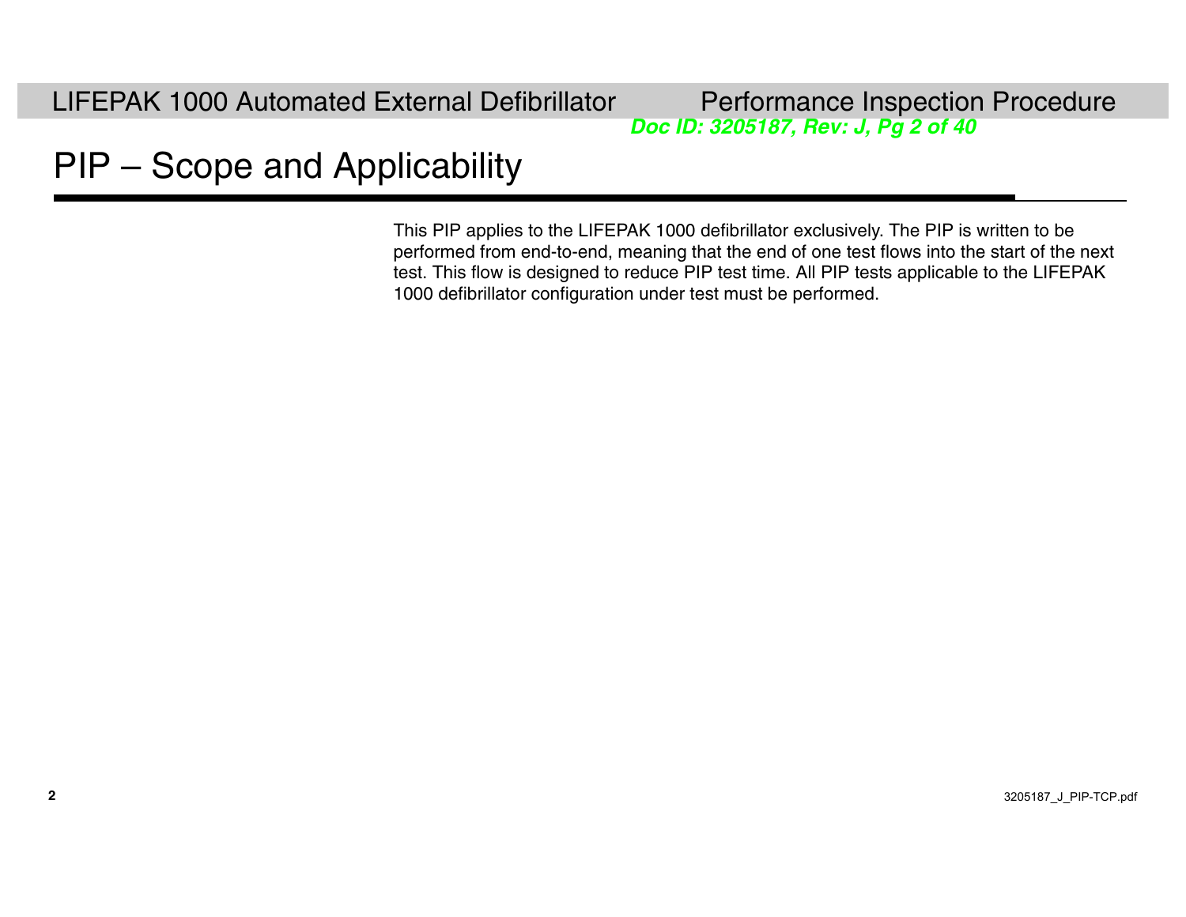# PIP – Scope and Applicability

This PIP applies to the LIFEPAK 1000 defibrillator exclusively. The PIP is written to be performed from end-to-end, meaning that the end of one test flows into the start of the next test. This flow is designed to reduce PIP test time. All PIP tests applicable to the LIFEPAK 1000 defibrillator configuration under test must be performed.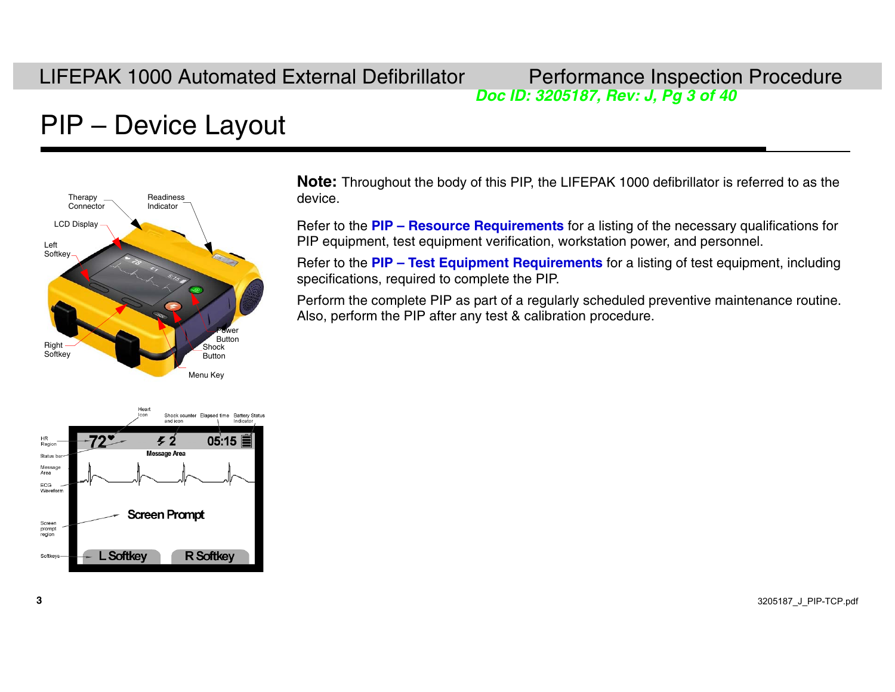# PIP – Device Layout

Therapy Connector

Readiness Indicator

LCD Display

Left Softkey

Right Softkey

Power Button

Shock Button

Menu Key

HR Region

Heart Icon

Shock counter and icon

Elapsed time

Battery Status Indicator

Status bar

Message Area

ECG Waveform

Screen prompt region

Softkeys

**Note:** Throughout the body of this PIP, the LIFEPAK 1000 defibrillator is referred to as the device.

Refer to the **PIP – Resource Requirements** for a listing of the necessary qualifications for PIP equipment, test equipment verification, workstation power, and personnel.

Refer to the **PIP – Test Equipment Requirements** for a listing of test equipment, including specifications, required to complete the PIP.

Perform the complete PIP as part of a regularly scheduled preventive maintenance routine. Also, perform the PIP after any test & calibration procedure.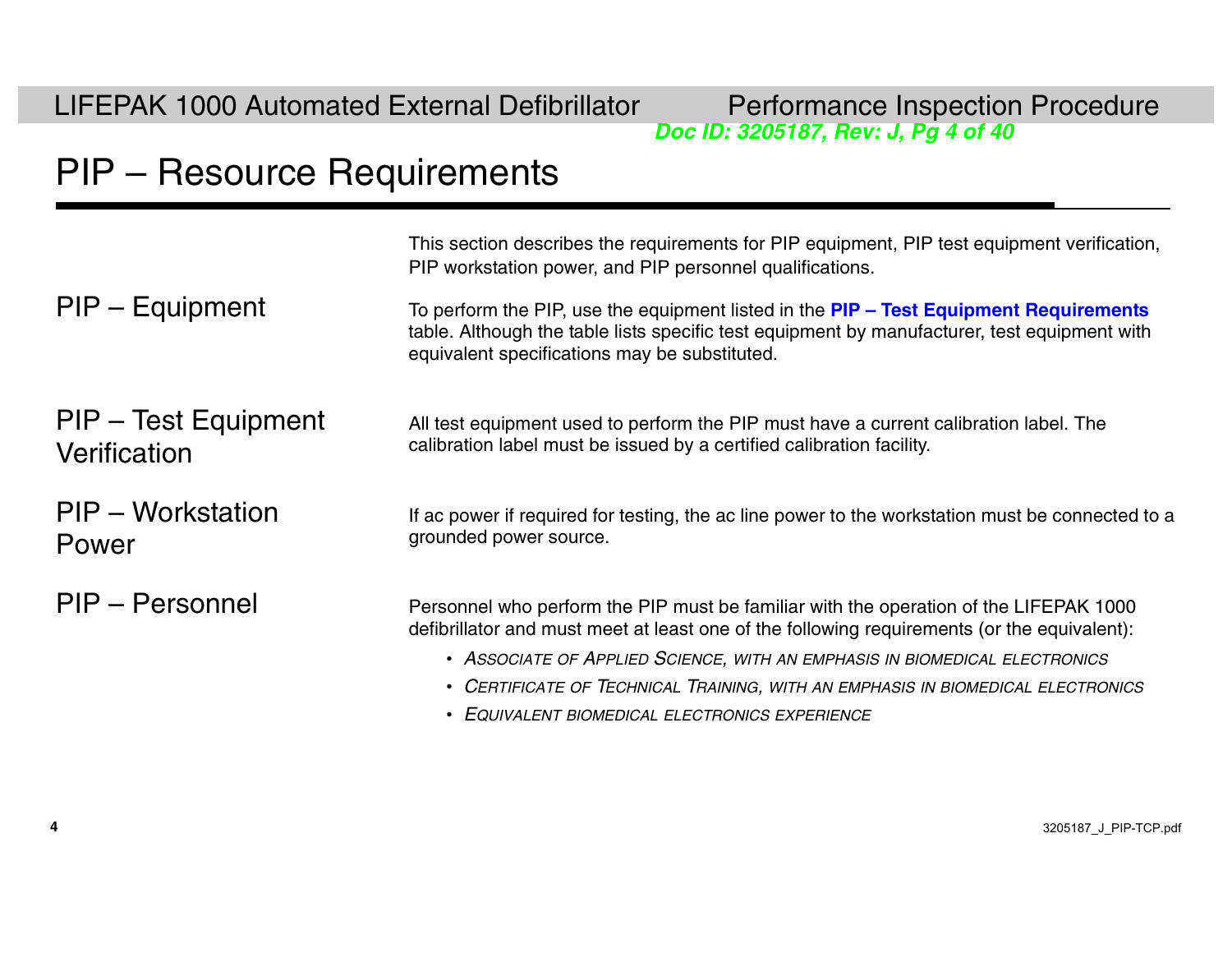# PIP – Resource Requirements

This section describes the requirements for PIP equipment, PIP test equipment verification, PIP workstation power, and PIP personnel qualifications.

## PIP – Equipment

To perform the PIP, use the equipment listed in the **PIP – Test Equipment Requirements** table. Although the table lists specific test equipment by manufacturer, test equipment with equivalent specifications may be substituted.

## PIP – Test Equipment Verification

All test equipment used to perform the PIP must have a current calibration label. The calibration label must be issued by a certified calibration facility.

## PIP – Workstation Power

If ac power if required for testing, the ac line power to the workstation must be connected to a grounded power source.

## PIP – Personnel

Personnel who perform the PIP must be familiar with the operation of the LIFEPAK 1000 defibrillator and must meet at least one of the following requirements (or the equivalent):

- *Associate of Applied Science, with an emphasis in biomedical electronics*
- *Certificate of Technical Training, with an emphasis in biomedical electronics*
- *Equivalent biomedical electronics experience*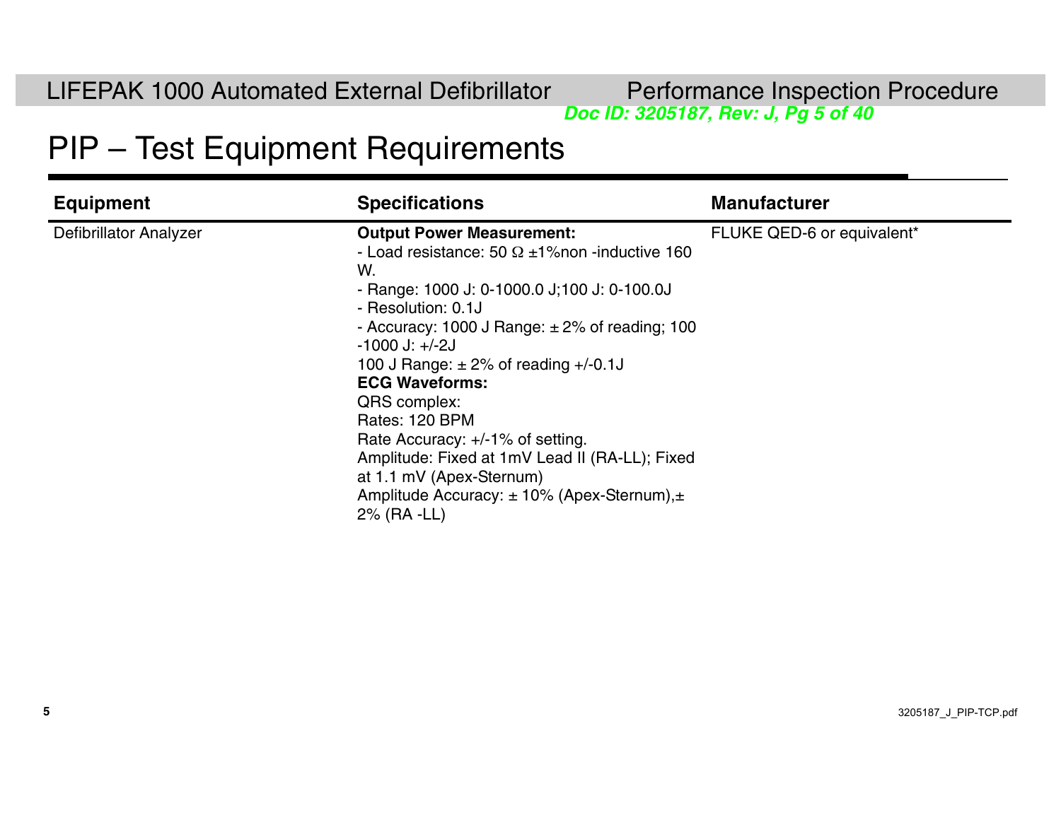# PIP – Test Equipment Requirements

| Equipment | Specifications | Manufacturer |
|---|---|---|
| Defibrillator Analyzer | **Output Power Measurement:**<br>- Load resistance: 50 Ω ±1%non -inductive 160 W.<br>- Range: 1000 J: 0-1000.0 J;100 J: 0-100.0J<br>- Resolution: 0.1J<br>- Accuracy: 1000 J Range: ± 2% of reading; 100 -1000 J: +/-2J<br>100 J Range: ± 2% of reading +/-0.1J<br>**ECG Waveforms:**<br>QRS complex:<br>Rates: 120 BPM<br>Rate Accuracy: +/-1% of setting.<br>Amplitude: Fixed at 1mV Lead II (RA-LL); Fixed at 1.1 mV (Apex-Sternum)<br>Amplitude Accuracy: ± 10% (Apex-Sternum),± 2% (RA -LL) | FLUKE QED-6 or equivalent* |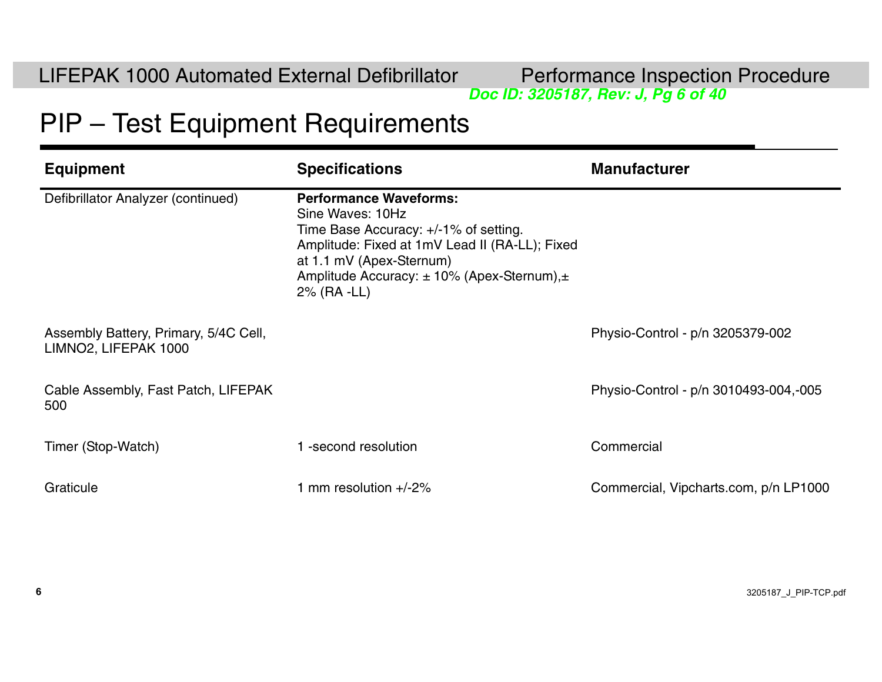# PIP – Test Equipment Requirements

| Equipment | Specifications | Manufacturer |
|---|---|---|
| Defibrillator Analyzer (continued) | **Performance Waveforms:**<br>Sine Waves: 10Hz<br>Time Base Accuracy: +/-1% of setting.<br>Amplitude: Fixed at 1mV Lead II (RA-LL); Fixed at 1.1 mV (Apex-Sternum)<br>Amplitude Accuracy: ± 10% (Apex-Sternum),± 2% (RA -LL) | |
| Assembly Battery, Primary, 5/4C Cell, LIMNO2, LIFEPAK 1000 | | Physio-Control - p/n 3205379-002 |
| Cable Assembly, Fast Patch, LIFEPAK 500 | | Physio-Control - p/n 3010493-004,-005 |
| Timer (Stop-Watch) | 1 -second resolution | Commercial |
| Graticule | 1 mm resolution +/-2% | Commercial, Vipcharts.com, p/n LP1000 |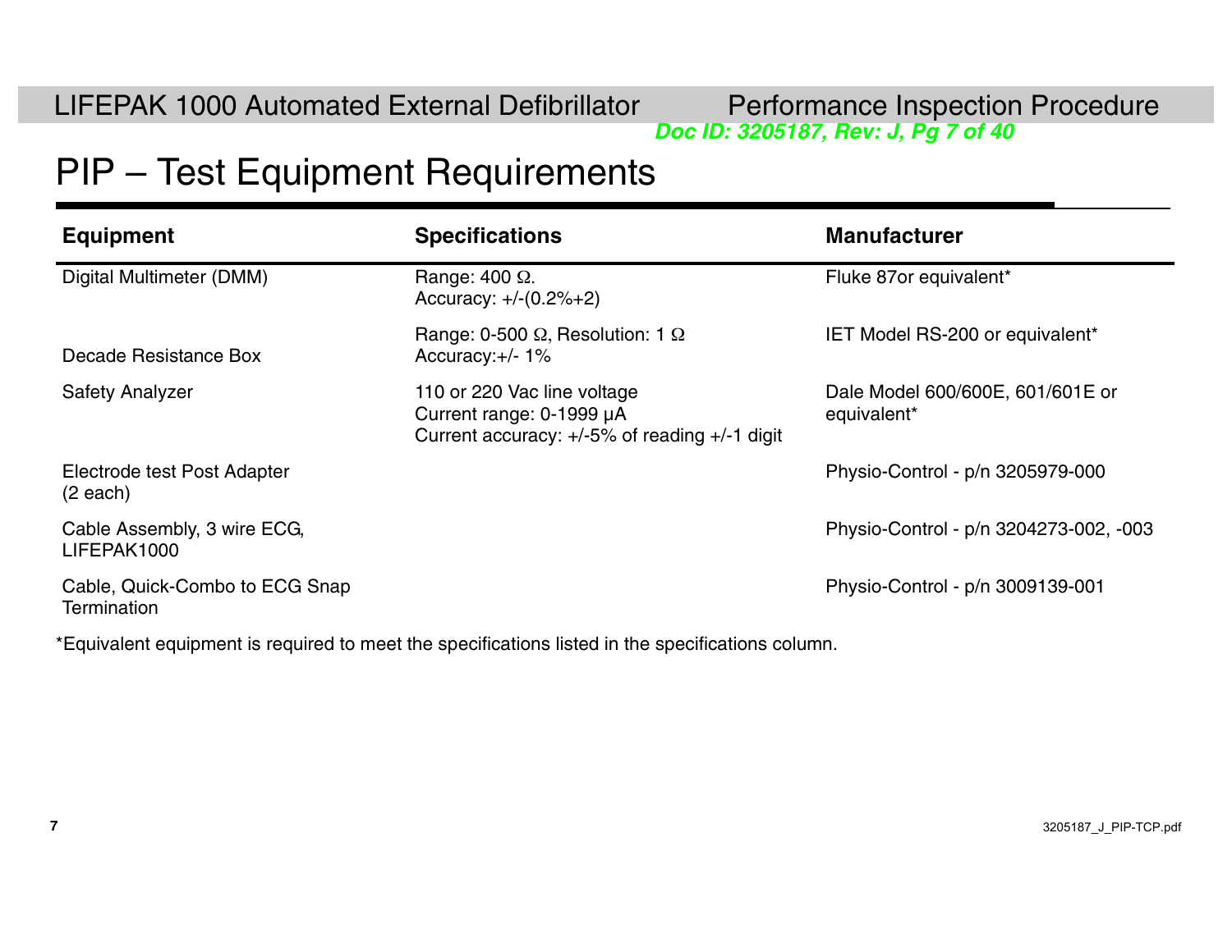# PIP – Test Equipment Requirements

| Equipment | Specifications | Manufacturer |
| --- | --- | --- |
| Digital Multimeter (DMM) | Range: 400 Ω.<br>Accuracy: +/-(0.2%+2) | Fluke 87or equivalent* |
| Decade Resistance Box | Range: 0-500 Ω, Resolution: 1 Ω<br>Accuracy:+/- 1% | IET Model RS-200 or equivalent* |
| Safety Analyzer | 110 or 220 Vac line voltage<br>Current range: 0-1999 µA<br>Current accuracy: +/-5% of reading +/-1 digit | Dale Model 600/600E, 601/601E or equivalent* |
| Electrode test Post Adapter (2 each) | | Physio-Control - p/n 3205979-000 |
| Cable Assembly, 3 wire ECG, LIFEPAK1000 | | Physio-Control - p/n 3204273-002, -003 |
| Cable, Quick-Combo to ECG Snap Termination | | Physio-Control - p/n 3009139-001 |

*Equivalent equipment is required to meet the specifications listed in the specifications column.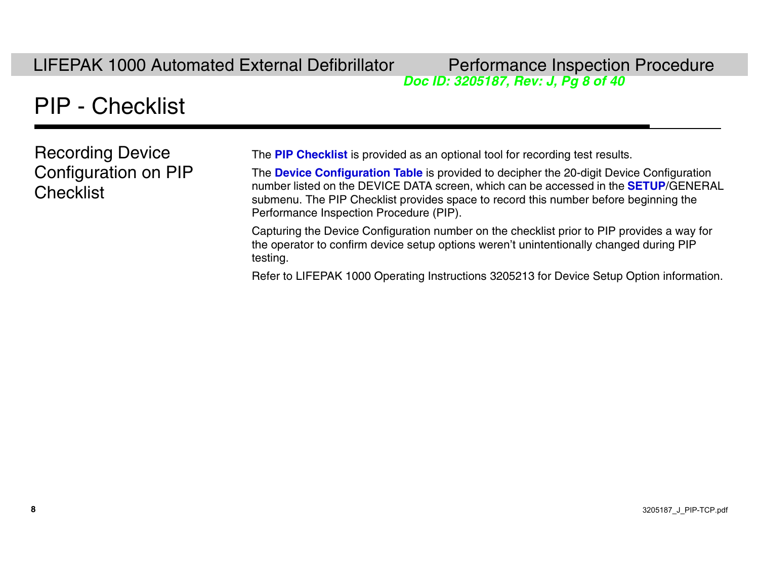# PIP - Checklist

## Recording Device Configuration on PIP Checklist

The **PIP Checklist** is provided as an optional tool for recording test results.

The **Device Configuration Table** is provided to decipher the 20-digit Device Configuration number listed on the DEVICE DATA screen, which can be accessed in the **SETUP**/GENERAL submenu. The PIP Checklist provides space to record this number before beginning the Performance Inspection Procedure (PIP).

Capturing the Device Configuration number on the checklist prior to PIP provides a way for the operator to confirm device setup options weren't unintentionally changed during PIP testing.

Refer to LIFEPAK 1000 Operating Instructions 3205213 for Device Setup Option information.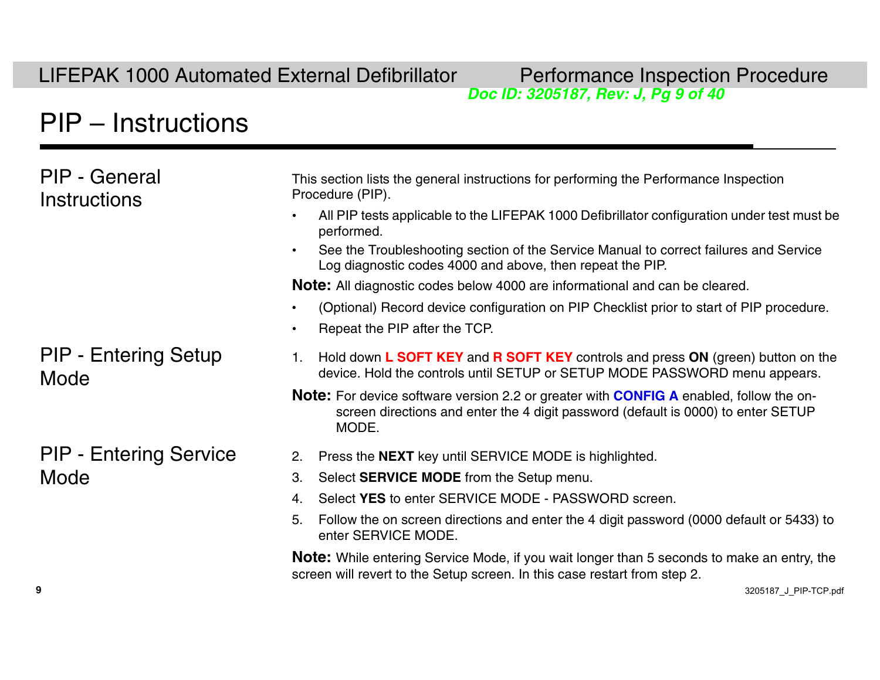# PIP – Instructions

## PIP - General Instructions

This section lists the general instructions for performing the Performance Inspection Procedure (PIP).

- All PIP tests applicable to the LIFEPAK 1000 Defibrillator configuration under test must be performed.
- See the Troubleshooting section of the Service Manual to correct failures and Service Log diagnostic codes 4000 and above, then repeat the PIP.

**Note:** All diagnostic codes below 4000 are informational and can be cleared.

- (Optional) Record device configuration on PIP Checklist prior to start of PIP procedure.
- Repeat the PIP after the TCP.

## PIP - Entering Setup Mode

1. Hold down **L SOFT KEY** and **R SOFT KEY** controls and press **ON** (green) button on the device. Hold the controls until SETUP or SETUP MODE PASSWORD menu appears.

**Note:** For device software version 2.2 or greater with **CONFIG A** enabled, follow the on-screen directions and enter the 4 digit password (default is 0000) to enter SETUP MODE.

## PIP - Entering Service Mode

2. Press the **NEXT** key until SERVICE MODE is highlighted.
3. Select **SERVICE MODE** from the Setup menu.
4. Select **YES** to enter SERVICE MODE - PASSWORD screen.
5. Follow the on screen directions and enter the 4 digit password (0000 default or 5433) to enter SERVICE MODE.

**Note:** While entering Service Mode, if you wait longer than 5 seconds to make an entry, the screen will revert to the Setup screen. In this case restart from step 2.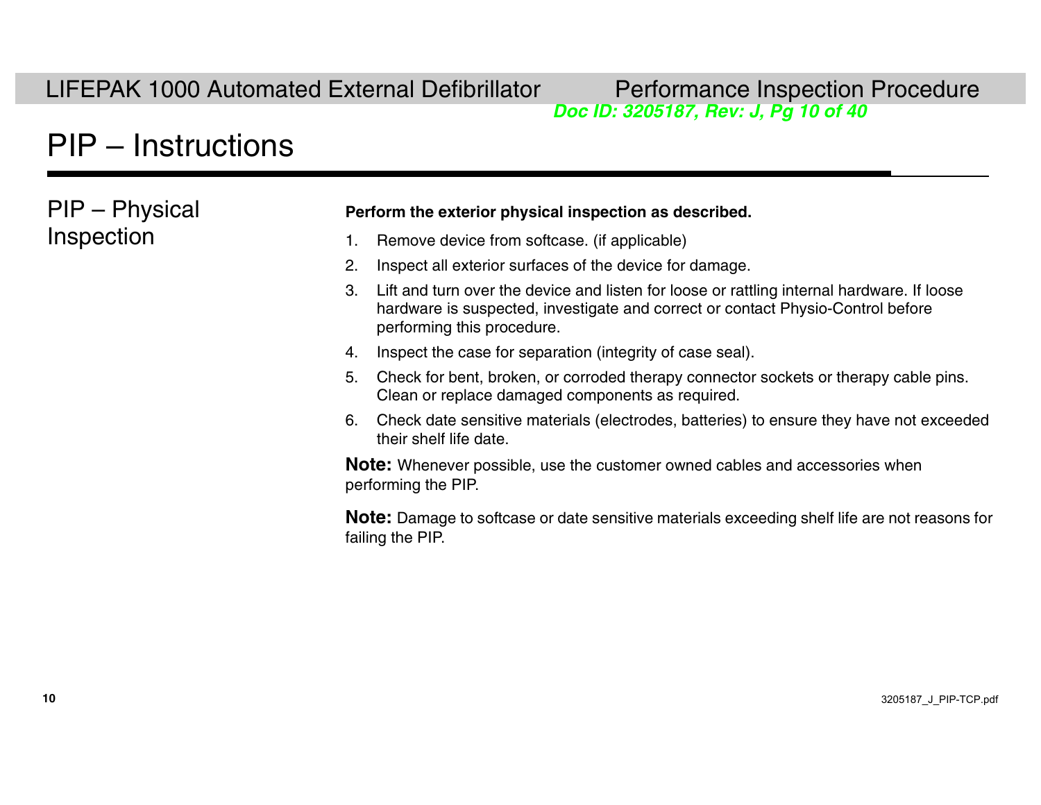# PIP – Instructions

## PIP – Physical Inspection

**Perform the exterior physical inspection as described.**

1. Remove device from softcase. (if applicable)
2. Inspect all exterior surfaces of the device for damage.
3. Lift and turn over the device and listen for loose or rattling internal hardware. If loose hardware is suspected, investigate and correct or contact Physio-Control before performing this procedure.
4. Inspect the case for separation (integrity of case seal).
5. Check for bent, broken, or corroded therapy connector sockets or therapy cable pins. Clean or replace damaged components as required.
6. Check date sensitive materials (electrodes, batteries) to ensure they have not exceeded their shelf life date.

**Note:** Whenever possible, use the customer owned cables and accessories when performing the PIP.

**Note:** Damage to softcase or date sensitive materials exceeding shelf life are not reasons for failing the PIP.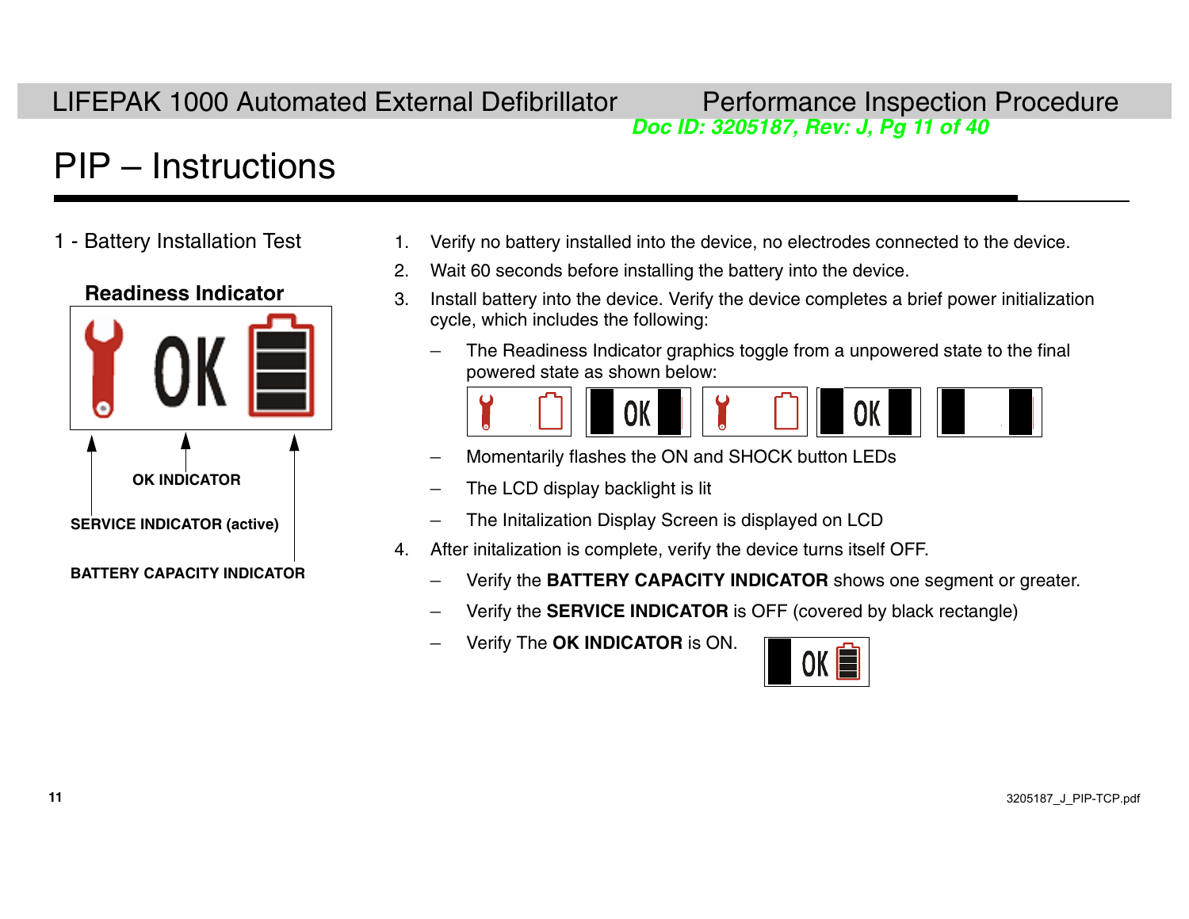# PIP – Instructions

## 1 - Battery Installation Test

**Readiness Indicator**

OK INDICATOR

SERVICE INDICATOR (active)

BATTERY CAPACITY INDICATOR

1. Verify no battery installed into the device, no electrodes connected to the device.
2. Wait 60 seconds before installing the battery into the device.
3. Install battery into the device. Verify the device completes a brief power initialization cycle, which includes the following:
   - The Readiness Indicator graphics toggle from a unpowered state to the final powered state as shown below:
   - Momentarily flashes the ON and SHOCK button LEDs
   - The LCD display backlight is lit
   - The Initalization Display Screen is displayed on LCD
4. After initalization is complete, verify the device turns itself OFF.
   - Verify the **BATTERY CAPACITY INDICATOR** shows one segment or greater.
   - Verify the **SERVICE INDICATOR** is OFF (covered by black rectangle)
   - Verify The **OK INDICATOR** is ON.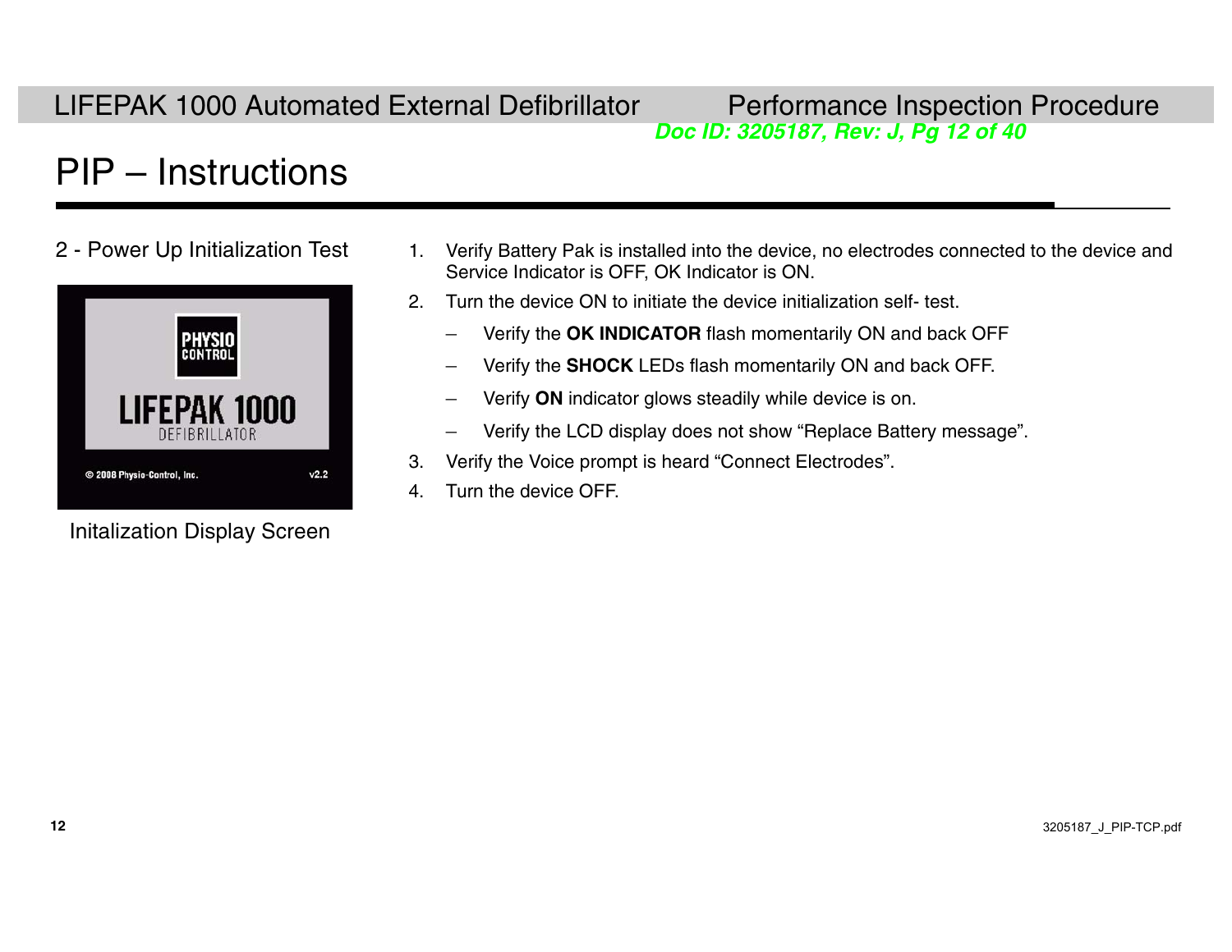# PIP – Instructions

## 2 - Power Up Initialization Test

Initalization Display Screen

1. Verify Battery Pak is installed into the device, no electrodes connected to the device and Service Indicator is OFF, OK Indicator is ON.
2. Turn the device ON to initiate the device initialization self- test.
   – Verify the **OK INDICATOR** flash momentarily ON and back OFF
   – Verify the **SHOCK** LEDs flash momentarily ON and back OFF.
   – Verify **ON** indicator glows steadily while device is on.
   – Verify the LCD display does not show “Replace Battery message”.
3. Verify the Voice prompt is heard “Connect Electrodes”.
4. Turn the device OFF.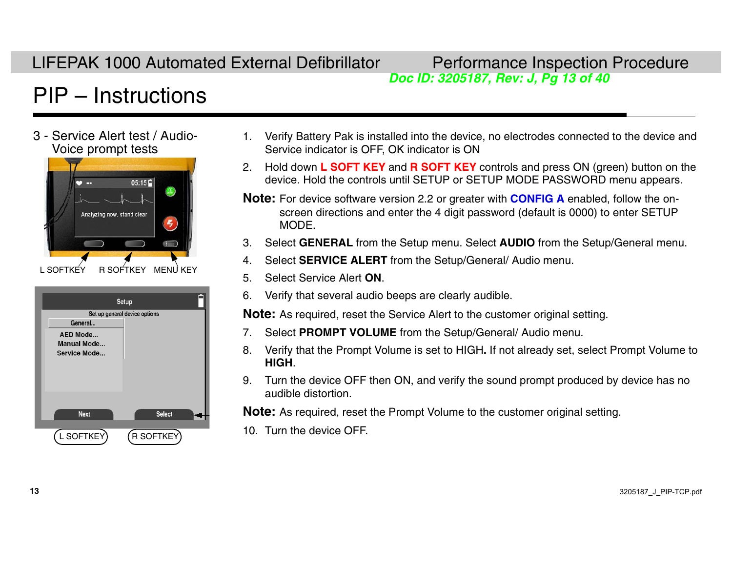# PIP – Instructions

## 3 - Service Alert test / Audio-Voice prompt tests

L SOFTKEY R SOFTKEY MENU KEY

L SOFTKEY R SOFTKEY

1. Verify Battery Pak is installed into the device, no electrodes connected to the device and Service indicator is OFF, OK indicator is ON
2. Hold down **L SOFT KEY** and **R SOFT KEY** controls and press ON (green) button on the device. Hold the controls until SETUP or SETUP MODE PASSWORD menu appears.

**Note:** For device software version 2.2 or greater with **CONFIG A** enabled, follow the on-screen directions and enter the 4 digit password (default is 0000) to enter SETUP MODE.

3. Select **GENERAL** from the Setup menu. Select **AUDIO** from the Setup/General menu.
4. Select **SERVICE ALERT** from the Setup/General/ Audio menu.
5. Select Service Alert **ON**.
6. Verify that several audio beeps are clearly audible.

**Note:** As required, reset the Service Alert to the customer original setting.

7. Select **PROMPT VOLUME** from the Setup/General/ Audio menu.
8. Verify that the Prompt Volume is set to HIGH**.** If not already set, select Prompt Volume to **HIGH**.
9. Turn the device OFF then ON, and verify the sound prompt produced by device has no audible distortion.

**Note:** As required, reset the Prompt Volume to the customer original setting.

10. Turn the device OFF.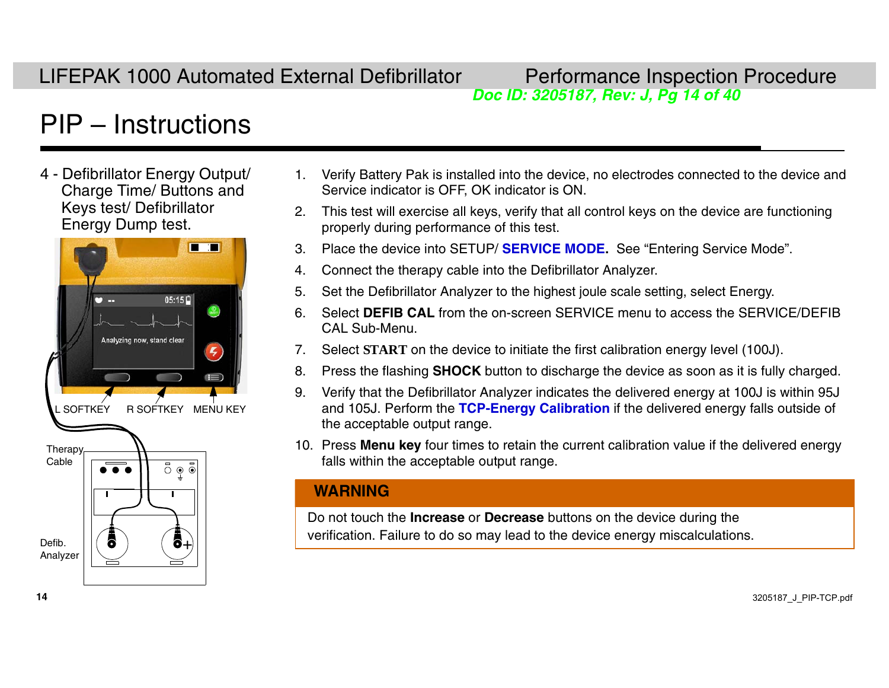# PIP – Instructions

4 - Defibrillator Energy Output/ Charge Time/ Buttons and Keys test/ Defibrillator Energy Dump test.

L SOFTKEY R SOFTKEY MENU KEY

Therapy Cable

Defib. Analyzer

1. Verify Battery Pak is installed into the device, no electrodes connected to the device and Service indicator is OFF, OK indicator is ON.
2. This test will exercise all keys, verify that all control keys on the device are functioning properly during performance of this test.
3. Place the device into SETUP/ **SERVICE MODE.** See "Entering Service Mode".
4. Connect the therapy cable into the Defibrillator Analyzer.
5. Set the Defibrillator Analyzer to the highest joule scale setting, select Energy.
6. Select **DEFIB CAL** from the on-screen SERVICE menu to access the SERVICE/DEFIB CAL Sub-Menu.
7. Select **START** on the device to initiate the first calibration energy level (100J).
8. Press the flashing **SHOCK** button to discharge the device as soon as it is fully charged.
9. Verify that the Defibrillator Analyzer indicates the delivered energy at 100J is within 95J and 105J. Perform the **TCP-Energy Calibration** if the delivered energy falls outside of the acceptable output range.
10. Press **Menu key** four times to retain the current calibration value if the delivered energy falls within the acceptable output range.

**WARNING**

Do not touch the **Increase** or **Decrease** buttons on the device during the verification. Failure to do so may lead to the device energy miscalculations.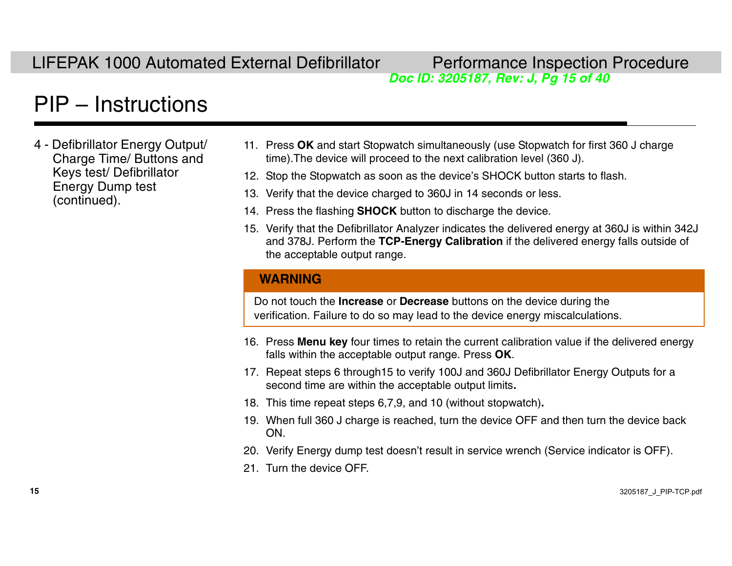# PIP – Instructions

4 - Defibrillator Energy Output/ Charge Time/ Buttons and Keys test/ Defibrillator Energy Dump test (continued).

11. Press **OK** and start Stopwatch simultaneously (use Stopwatch for first 360 J charge time).The device will proceed to the next calibration level (360 J).
12. Stop the Stopwatch as soon as the device's SHOCK button starts to flash.
13. Verify that the device charged to 360J in 14 seconds or less.
14. Press the flashing **SHOCK** button to discharge the device.
15. Verify that the Defibrillator Analyzer indicates the delivered energy at 360J is within 342J and 378J. Perform the **TCP-Energy Calibration** if the delivered energy falls outside of the acceptable output range.

> **WARNING**
>
> Do not touch the **Increase** or **Decrease** buttons on the device during the verification. Failure to do so may lead to the device energy miscalculations.

16. Press **Menu key** four times to retain the current calibration value if the delivered energy falls within the acceptable output range. Press **OK**.
17. Repeat steps 6 through15 to verify 100J and 360J Defibrillator Energy Outputs for a second time are within the acceptable output limits**.**
18. This time repeat steps 6,7,9, and 10 (without stopwatch)**.**
19. When full 360 J charge is reached, turn the device OFF and then turn the device back ON.
20. Verify Energy dump test doesn't result in service wrench (Service indicator is OFF).
21. Turn the device OFF.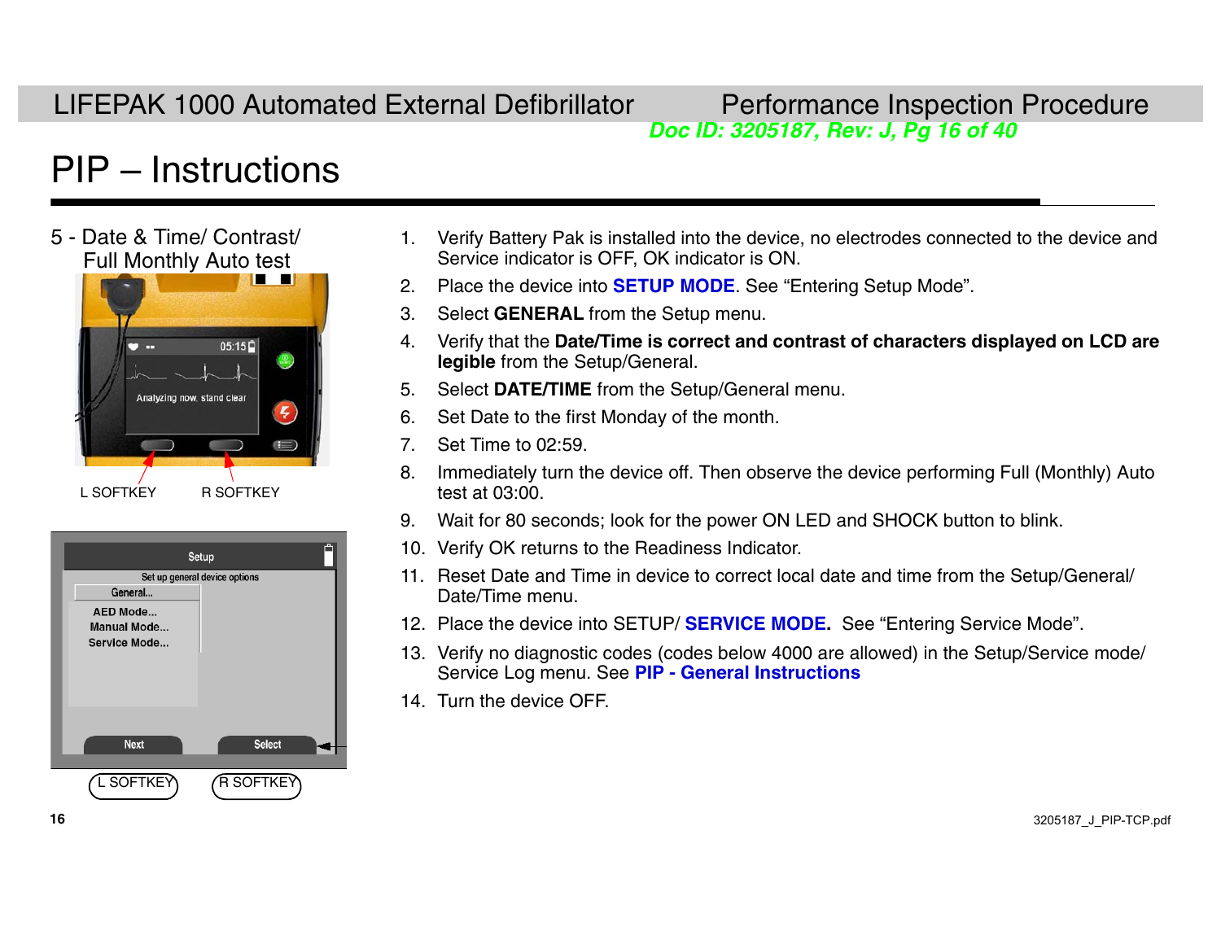# PIP – Instructions

5 - Date & Time/ Contrast/ Full Monthly Auto test

L SOFTKEY R SOFTKEY

L SOFTKEY R SOFTKEY

1. Verify Battery Pak is installed into the device, no electrodes connected to the device and Service indicator is OFF, OK indicator is ON.
2. Place the device into **SETUP MODE**. See “Entering Setup Mode”.
3. Select **GENERAL** from the Setup menu.
4. Verify that the **Date/Time is correct and contrast of characters displayed on LCD are legible** from the Setup/General.
5. Select **DATE/TIME** from the Setup/General menu.
6. Set Date to the first Monday of the month.
7. Set Time to 02:59.
8. Immediately turn the device off. Then observe the device performing Full (Monthly) Auto test at 03:00.
9. Wait for 80 seconds; look for the power ON LED and SHOCK button to blink.
10. Verify OK returns to the Readiness Indicator.
11. Reset Date and Time in device to correct local date and time from the Setup/General/ Date/Time menu.
12. Place the device into SETUP/ **SERVICE MODE.** See “Entering Service Mode”.
13. Verify no diagnostic codes (codes below 4000 are allowed) in the Setup/Service mode/ Service Log menu. See **PIP - General Instructions**
14. Turn the device OFF.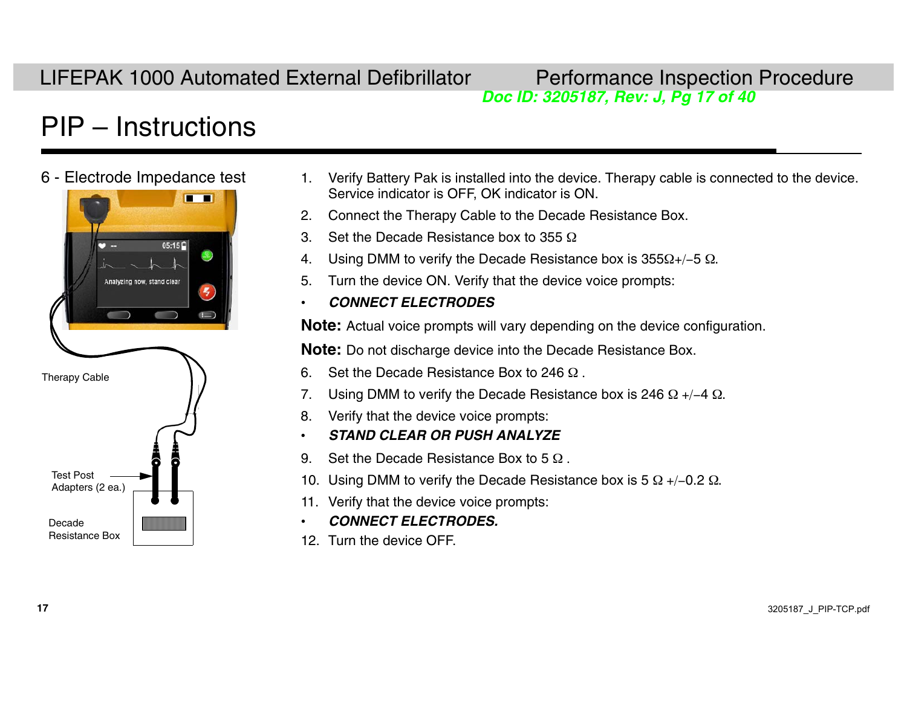# PIP – Instructions

## 6 - Electrode Impedance test

Therapy Cable

Test Post Adapters (2 ea.)

Decade Resistance Box

1. Verify Battery Pak is installed into the device. Therapy cable is connected to the device. Service indicator is OFF, OK indicator is ON.
2. Connect the Therapy Cable to the Decade Resistance Box.
3. Set the Decade Resistance box to 355 Ω
4. Using DMM to verify the Decade Resistance box is 355Ω+/–5 Ω.
5. Turn the device ON. Verify that the device voice prompts:

- ***CONNECT ELECTRODES***

**Note:** Actual voice prompts will vary depending on the device configuration.

**Note:** Do not discharge device into the Decade Resistance Box.

6. Set the Decade Resistance Box to 246 Ω .
7. Using DMM to verify the Decade Resistance box is 246 Ω +/–4 Ω.
8. Verify that the device voice prompts:

- ***STAND CLEAR OR PUSH ANALYZE***

9. Set the Decade Resistance Box to 5 Ω .
10. Using DMM to verify the Decade Resistance box is 5 Ω +/–0.2 Ω.
11. Verify that the device voice prompts:

- ***CONNECT ELECTRODES.***

12. Turn the device OFF.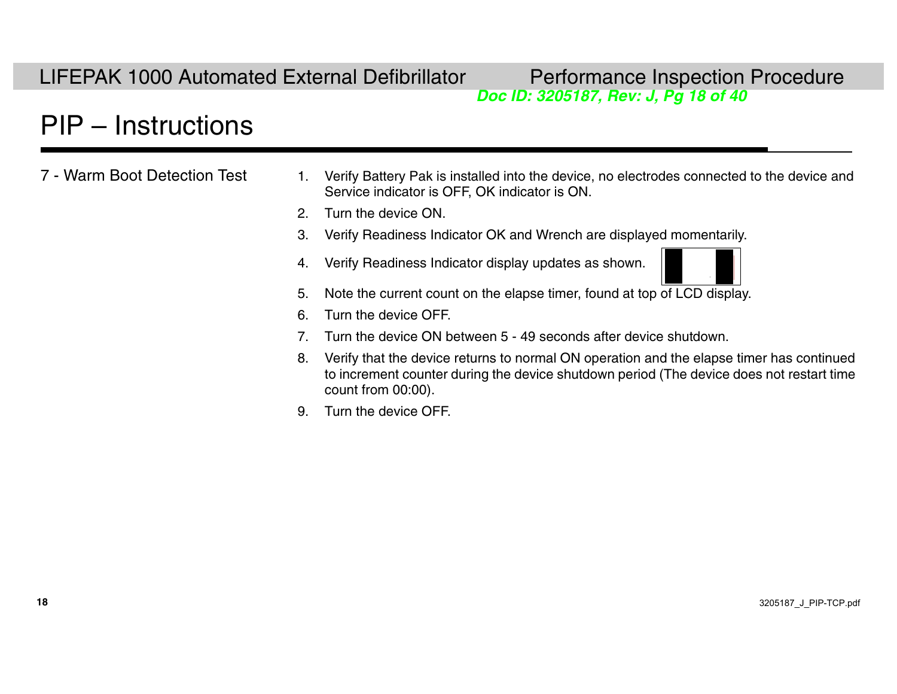# PIP – Instructions

## 7 - Warm Boot Detection Test

1. Verify Battery Pak is installed into the device, no electrodes connected to the device and Service indicator is OFF, OK indicator is ON.
2. Turn the device ON.
3. Verify Readiness Indicator OK and Wrench are displayed momentarily.
4. Verify Readiness Indicator display updates as shown.
5. Note the current count on the elapse timer, found at top of LCD display.
6. Turn the device OFF.
7. Turn the device ON between 5 - 49 seconds after device shutdown.
8. Verify that the device returns to normal ON operation and the elapse timer has continued to increment counter during the device shutdown period (The device does not restart time count from 00:00).
9. Turn the device OFF.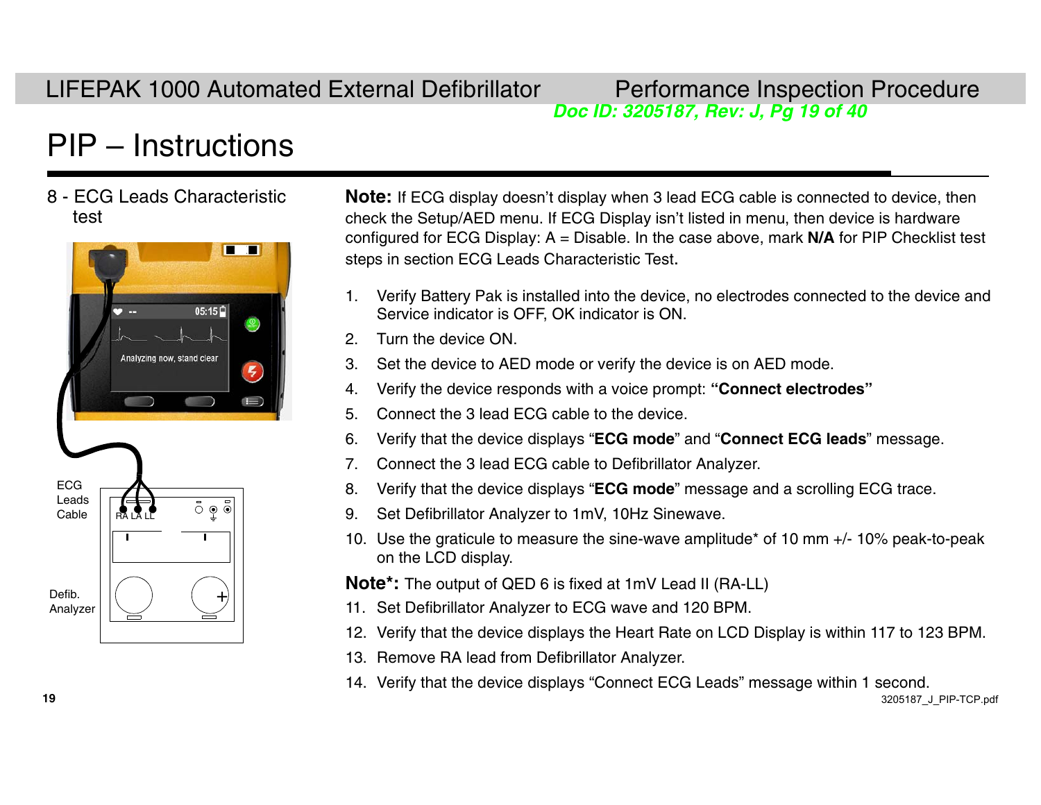# PIP – Instructions

8 - ECG Leads Characteristic test

ECG Leads Cable

Defib. Analyzer

**Note:** If ECG display doesn't display when 3 lead ECG cable is connected to device, then check the Setup/AED menu. If ECG Display isn't listed in menu, then device is hardware configured for ECG Display: A = Disable. In the case above, mark **N/A** for PIP Checklist test steps in section ECG Leads Characteristic Test.

1. Verify Battery Pak is installed into the device, no electrodes connected to the device and Service indicator is OFF, OK indicator is ON.
2. Turn the device ON.
3. Set the device to AED mode or verify the device is on AED mode.
4. Verify the device responds with a voice prompt: **"Connect electrodes"**
5. Connect the 3 lead ECG cable to the device.
6. Verify that the device displays "**ECG mode**" and "**Connect ECG leads**" message.
7. Connect the 3 lead ECG cable to Defibrillator Analyzer.
8. Verify that the device displays "**ECG mode**" message and a scrolling ECG trace.
9. Set Defibrillator Analyzer to 1mV, 10Hz Sinewave.
10. Use the graticule to measure the sine-wave amplitude* of 10 mm +/- 10% peak-to-peak on the LCD display.

**Note*:** The output of QED 6 is fixed at 1mV Lead II (RA-LL)

11. Set Defibrillator Analyzer to ECG wave and 120 BPM.
12. Verify that the device displays the Heart Rate on LCD Display is within 117 to 123 BPM.
13. Remove RA lead from Defibrillator Analyzer.
14. Verify that the device displays "Connect ECG Leads" message within 1 second.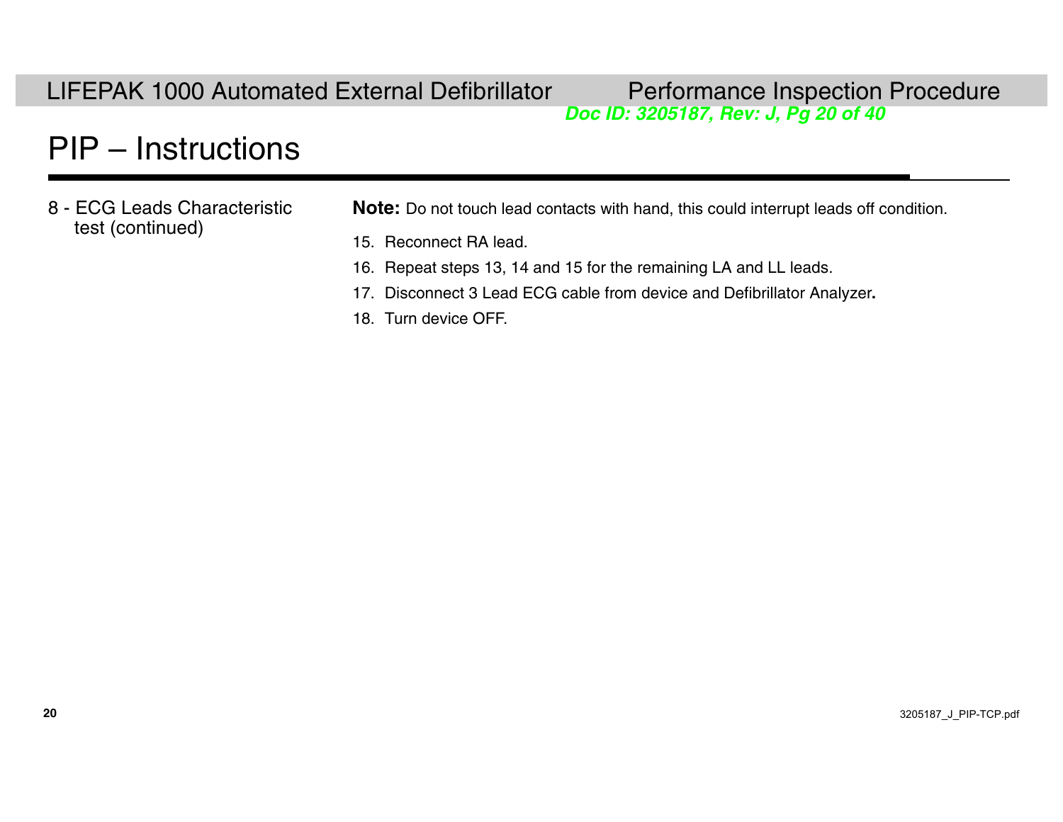# PIP – Instructions

**8 - ECG Leads Characteristic test (continued)**

**Note:** Do not touch lead contacts with hand, this could interrupt leads off condition.

15. Reconnect RA lead.
16. Repeat steps 13, 14 and 15 for the remaining LA and LL leads.
17. Disconnect 3 Lead ECG cable from device and Defibrillator Analyzer**.**
18. Turn device OFF.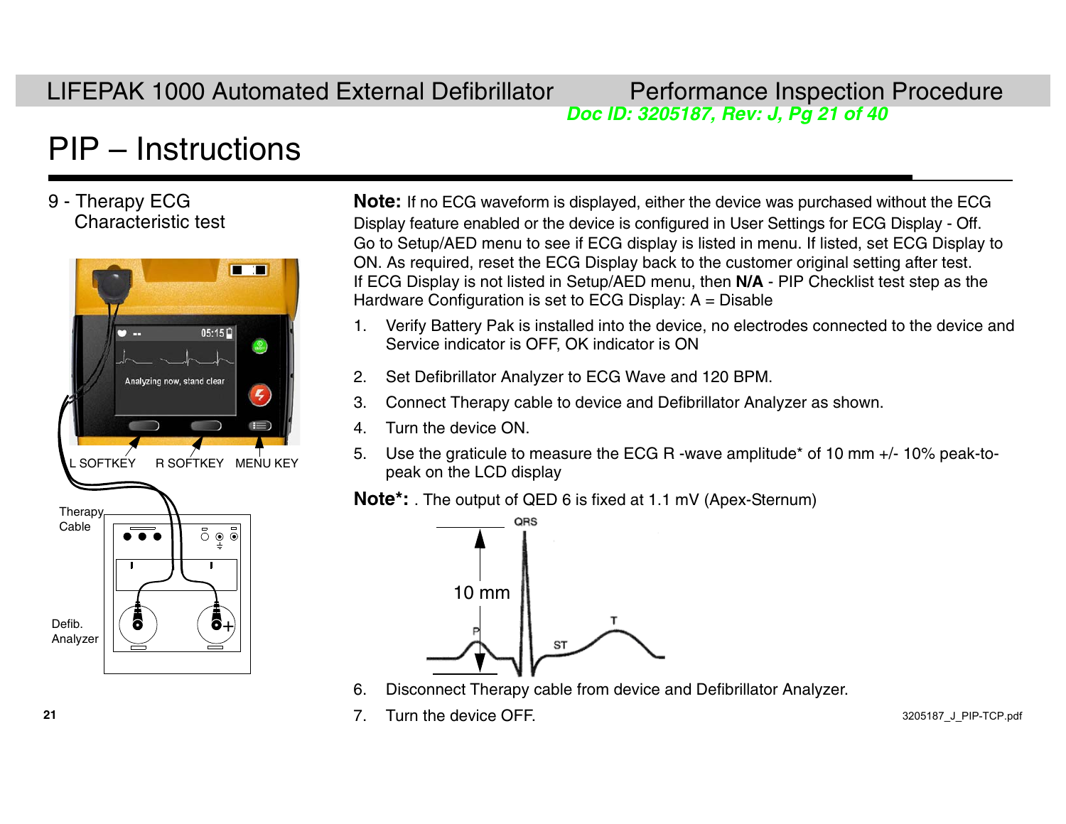# PIP – Instructions

## 9 - Therapy ECG Characteristic test

L SOFTKEY R SOFTKEY MENU KEY

Therapy Cable

Defib. Analyzer

**Note:** If no ECG waveform is displayed, either the device was purchased without the ECG Display feature enabled or the device is configured in User Settings for ECG Display - Off. Go to Setup/AED menu to see if ECG display is listed in menu. If listed, set ECG Display to ON. As required, reset the ECG Display back to the customer original setting after test. If ECG Display is not listed in Setup/AED menu, then **N/A** - PIP Checklist test step as the Hardware Configuration is set to ECG Display: A = Disable

1. Verify Battery Pak is installed into the device, no electrodes connected to the device and Service indicator is OFF, OK indicator is ON
2. Set Defibrillator Analyzer to ECG Wave and 120 BPM.
3. Connect Therapy cable to device and Defibrillator Analyzer as shown.
4. Turn the device ON.
5. Use the graticule to measure the ECG R -wave amplitude* of 10 mm +/- 10% peak-to-peak on the LCD display

**Note*:** . The output of QED 6 is fixed at 1.1 mV (Apex-Sternum)

QRS 10 mm P ST T

6. Disconnect Therapy cable from device and Defibrillator Analyzer.
7. Turn the device OFF.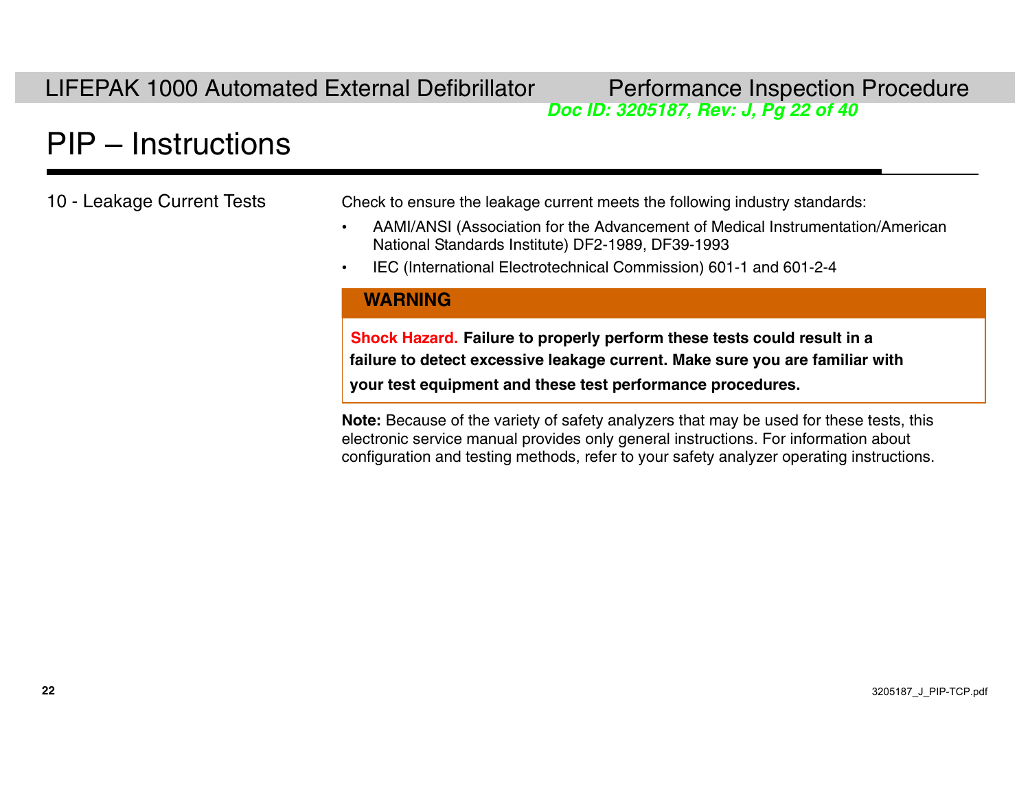# PIP – Instructions

## 10 - Leakage Current Tests

Check to ensure the leakage current meets the following industry standards:

- AAMI/ANSI (Association for the Advancement of Medical Instrumentation/American National Standards Institute) DF2-1989, DF39-1993
- IEC (International Electrotechnical Commission) 601-1 and 601-2-4

**WARNING**

**Shock Hazard. Failure to properly perform these tests could result in a failure to detect excessive leakage current. Make sure you are familiar with your test equipment and these test performance procedures.**

**Note:** Because of the variety of safety analyzers that may be used for these tests, this electronic service manual provides only general instructions. For information about configuration and testing methods, refer to your safety analyzer operating instructions.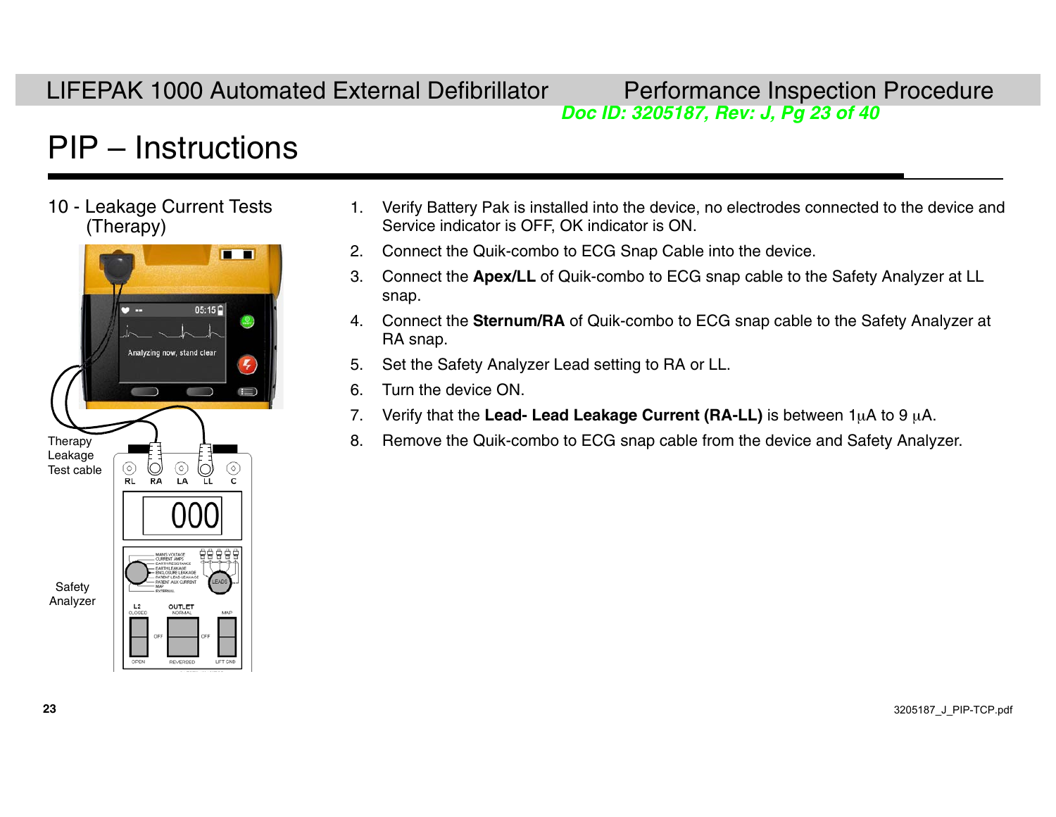# PIP – Instructions

## 10 - Leakage Current Tests (Therapy)

Therapy Leakage Test cable

Safety Analyzer

1. Verify Battery Pak is installed into the device, no electrodes connected to the device and Service indicator is OFF, OK indicator is ON.
2. Connect the Quik-combo to ECG Snap Cable into the device.
3. Connect the **Apex/LL** of Quik-combo to ECG snap cable to the Safety Analyzer at LL snap.
4. Connect the **Sternum/RA** of Quik-combo to ECG snap cable to the Safety Analyzer at RA snap.
5. Set the Safety Analyzer Lead setting to RA or LL.
6. Turn the device ON.
7. Verify that the **Lead- Lead Leakage Current (RA-LL)** is between 1µA to 9 µA.
8. Remove the Quik-combo to ECG snap cable from the device and Safety Analyzer.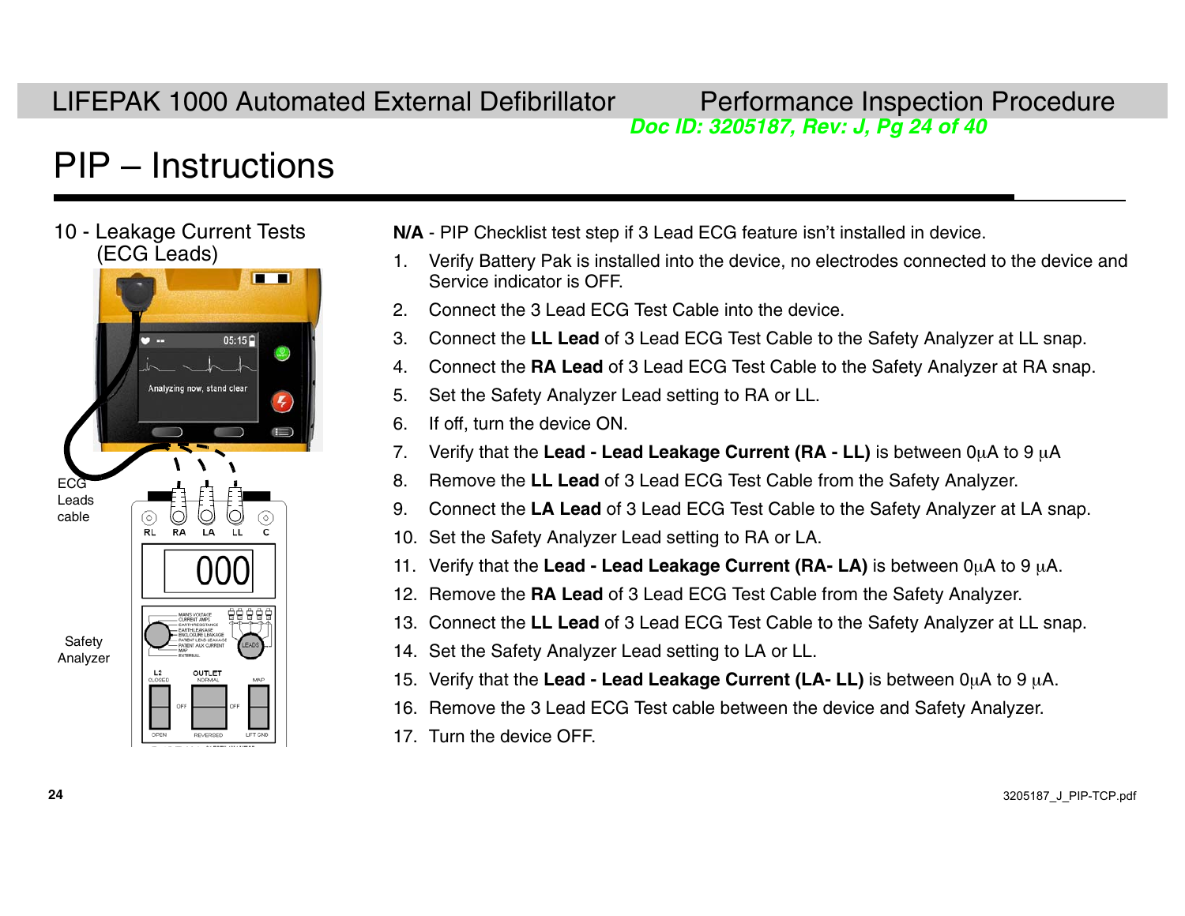# PIP – Instructions

## 10 - Leakage Current Tests (ECG Leads)

ECG Leads cable

Safety Analyzer

**N/A** - PIP Checklist test step if 3 Lead ECG feature isn't installed in device.

1. Verify Battery Pak is installed into the device, no electrodes connected to the device and Service indicator is OFF.
2. Connect the 3 Lead ECG Test Cable into the device.
3. Connect the **LL Lead** of 3 Lead ECG Test Cable to the Safety Analyzer at LL snap.
4. Connect the **RA Lead** of 3 Lead ECG Test Cable to the Safety Analyzer at RA snap.
5. Set the Safety Analyzer Lead setting to RA or LL.
6. If off, turn the device ON.
7. Verify that the **Lead - Lead Leakage Current (RA - LL)** is between 0µA to 9 µA
8. Remove the **LL Lead** of 3 Lead ECG Test Cable from the Safety Analyzer.
9. Connect the **LA Lead** of 3 Lead ECG Test Cable to the Safety Analyzer at LA snap.
10. Set the Safety Analyzer Lead setting to RA or LA.
11. Verify that the **Lead - Lead Leakage Current (RA- LA)** is between 0µA to 9 µA.
12. Remove the **RA Lead** of 3 Lead ECG Test Cable from the Safety Analyzer.
13. Connect the **LL Lead** of 3 Lead ECG Test Cable to the Safety Analyzer at LL snap.
14. Set the Safety Analyzer Lead setting to LA or LL.
15. Verify that the **Lead - Lead Leakage Current (LA- LL)** is between 0µA to 9 µA.
16. Remove the 3 Lead ECG Test cable between the device and Safety Analyzer.
17. Turn the device OFF.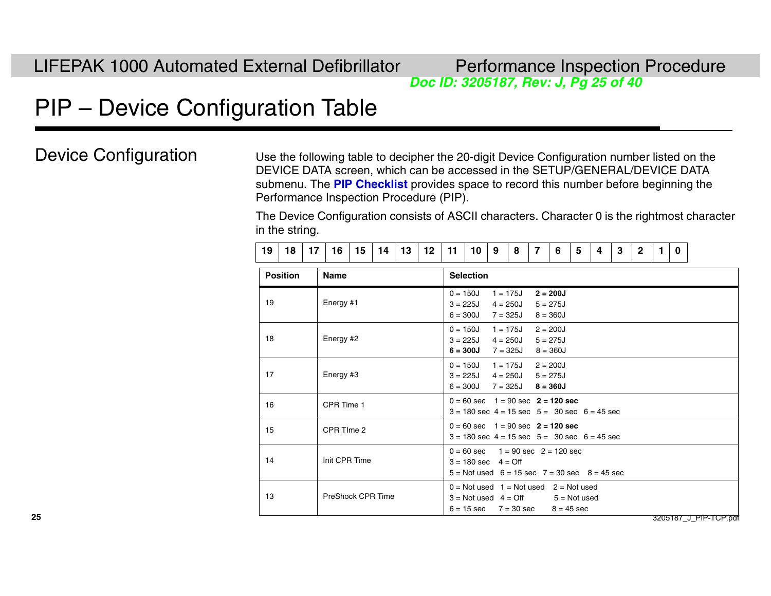# PIP – Device Configuration Table

## Device Configuration

Use the following table to decipher the 20-digit Device Configuration number listed on the DEVICE DATA screen, which can be accessed in the SETUP/GENERAL/DEVICE DATA submenu. The **PIP Checklist** provides space to record this number before beginning the Performance Inspection Procedure (PIP).

The Device Configuration consists of ASCII characters. Character 0 is the rightmost character in the string.

| 19 | 18 | 17 | 16 | 15 | 14 | 13 | 12 | 11 | 10 | 9 | 8 | 7 | 6 | 5 | 4 | 3 | 2 | 1 | 0 |
|---|---|---|---|---|---|---|---|---|---|---|---|---|---|---|---|---|---|---|---|

| Position | Name | Selection |
|---|---|---|
| 19 | Energy #1 | 0 = 150J 1 = 175J **2 = 200J**<br>3 = 225J 4 = 250J 5 = 275J<br>6 = 300J 7 = 325J 8 = 360J |
| 18 | Energy #2 | 0 = 150J 1 = 175J 2 = 200J<br>3 = 225J 4 = 250J 5 = 275J<br>**6 = 300J** 7 = 325J 8 = 360J |
| 17 | Energy #3 | 0 = 150J 1 = 175J 2 = 200J<br>3 = 225J 4 = 250J 5 = 275J<br>6 = 300J 7 = 325J **8 = 360J** |
| 16 | CPR Time 1 | 0 = 60 sec 1 = 90 sec **2 = 120 sec**<br>3 = 180 sec 4 = 15 sec 5 = 30 sec 6 = 45 sec |
| 15 | CPR TIme 2 | 0 = 60 sec 1 = 90 sec **2 = 120 sec**<br>3 = 180 sec 4 = 15 sec 5 = 30 sec 6 = 45 sec |
| 14 | Init CPR Time | 0 = 60 sec 1 = 90 sec 2 = 120 sec<br>3 = 180 sec 4 = Off<br>5 = Not used 6 = 15 sec 7 = 30 sec 8 = 45 sec |
| 13 | PreShock CPR Time | 0 = Not used 1 = Not used 2 = Not used<br>3 = Not used 4 = Off 5 = Not used<br>6 = 15 sec 7 = 30 sec 8 = 45 sec |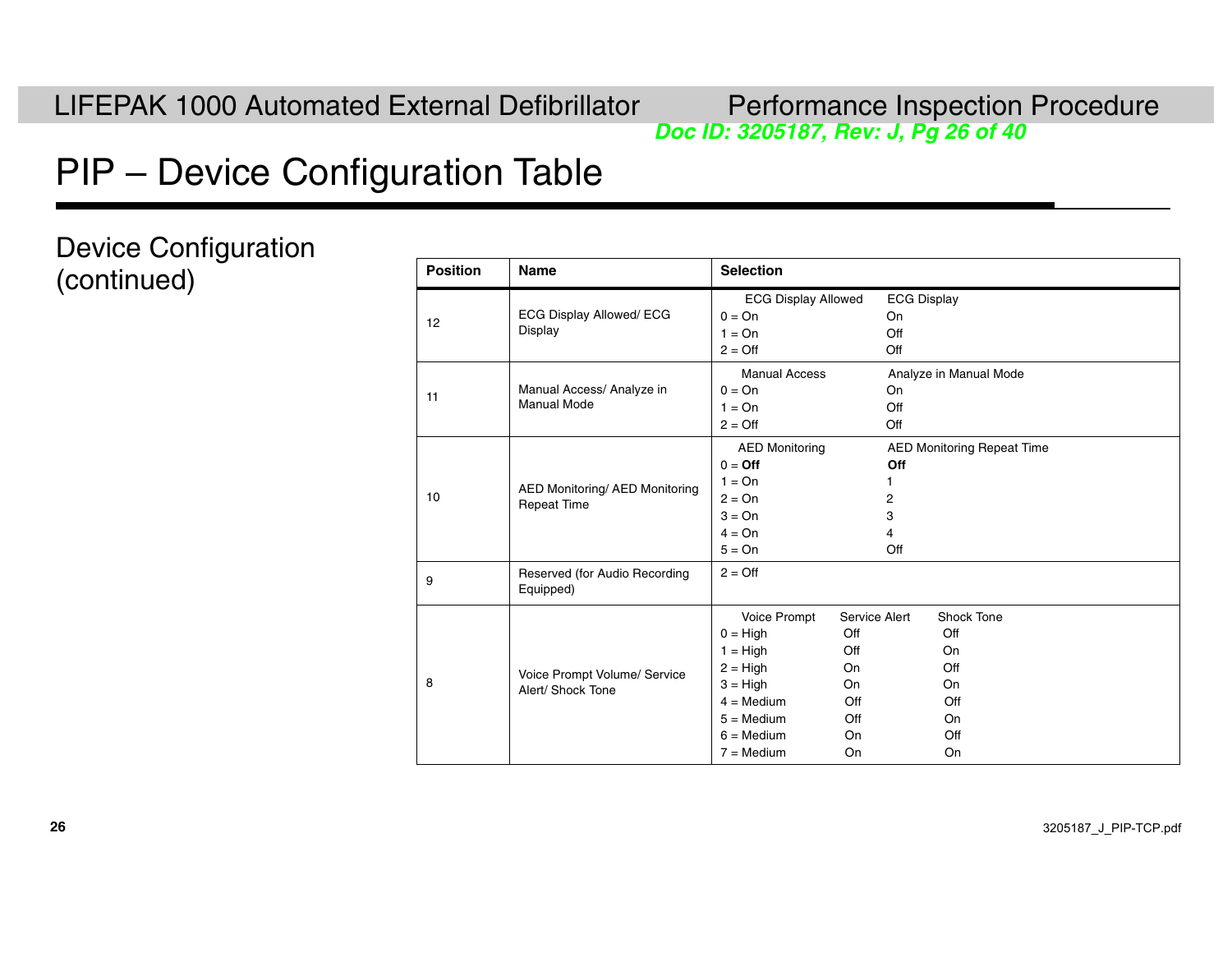# PIP – Device Configuration Table

## Device Configuration (continued)

| Position | Name | Selection |
|---|---|---|
| 12 | ECG Display Allowed/ ECG Display | ECG Display Allowed / ECG Display<br>0 = On / On<br>1 = On / Off<br>2 = Off / Off |
| 11 | Manual Access/ Analyze in Manual Mode | Manual Access / Analyze in Manual Mode<br>0 = On / On<br>1 = On / Off<br>2 = Off / Off |
| 10 | AED Monitoring/ AED Monitoring Repeat Time | AED Monitoring / AED Monitoring Repeat Time<br>0 = **Off** / **Off**<br>1 = On / 1<br>2 = On / 2<br>3 = On / 3<br>4 = On / 4<br>5 = On / Off |
| 9 | Reserved (for Audio Recording Equipped) | 2 = Off |
| 8 | Voice Prompt Volume/ Service Alert/ Shock Tone | Voice Prompt / Service Alert / Shock Tone<br>0 = High / Off / Off<br>1 = High / Off / On<br>2 = High / On / Off<br>3 = High / On / On<br>4 = Medium / Off / Off<br>5 = Medium / Off / On<br>6 = Medium / On / Off<br>7 = Medium / On / On |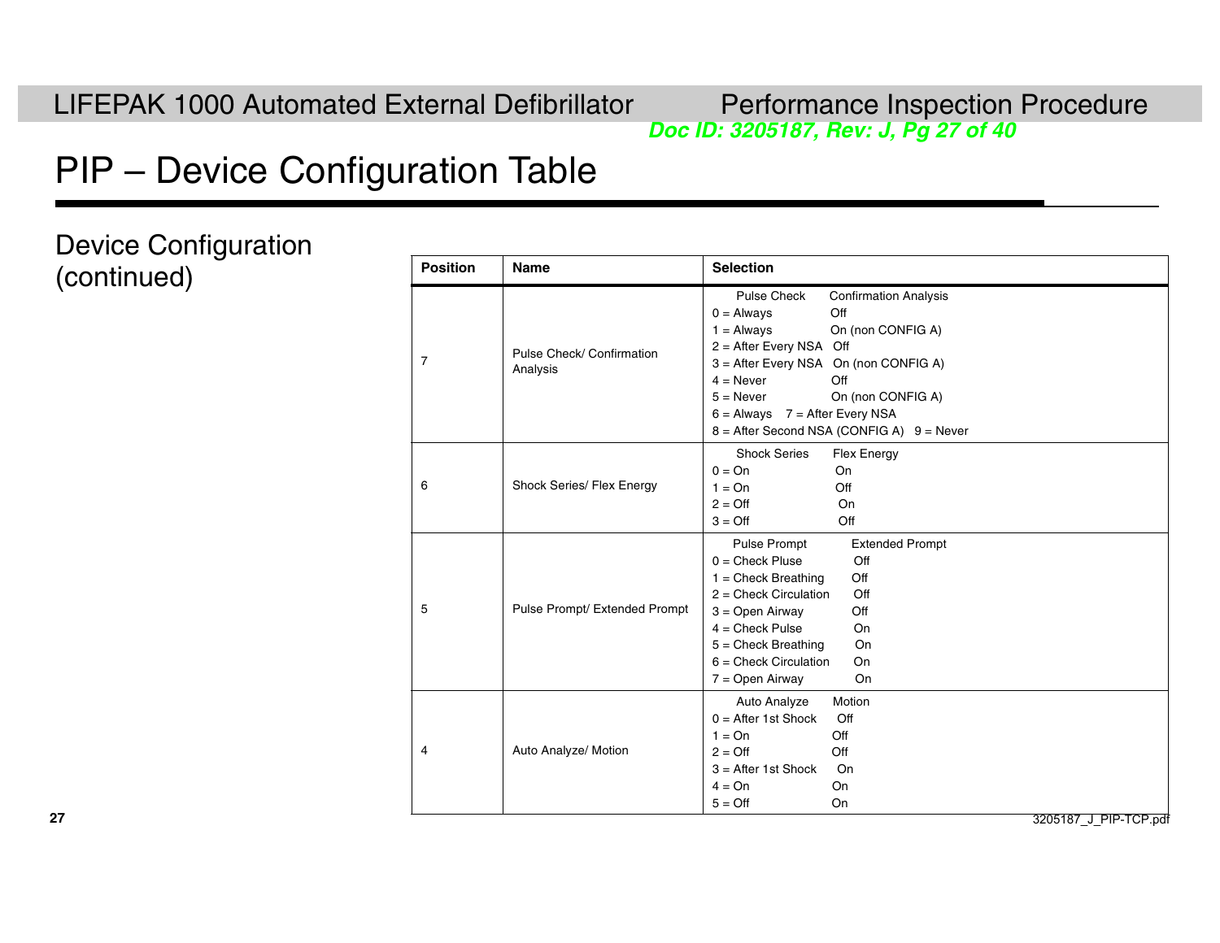# PIP – Device Configuration Table

## Device Configuration (continued)

| Position | Name | Selection |
|---|---|---|
| 7 | Pulse Check/ Confirmation Analysis | Pulse Check Confirmation Analysis<br>0 = Always Off<br>1 = Always On (non CONFIG A)<br>2 = After Every NSA Off<br>3 = After Every NSA On (non CONFIG A)<br>4 = Never Off<br>5 = Never On (non CONFIG A)<br>6 = Always 7 = After Every NSA<br>8 = After Second NSA (CONFIG A) 9 = Never |
| 6 | Shock Series/ Flex Energy | Shock Series Flex Energy<br>0 = On On<br>1 = On Off<br>2 = Off On<br>3 = Off Off |
| 5 | Pulse Prompt/ Extended Prompt | Pulse Prompt Extended Prompt<br>0 = Check Pluse Off<br>1 = Check Breathing Off<br>2 = Check Circulation Off<br>3 = Open Airway Off<br>4 = Check Pulse On<br>5 = Check Breathing On<br>6 = Check Circulation On<br>7 = Open Airway On |
| 4 | Auto Analyze/ Motion | Auto Analyze Motion<br>0 = After 1st Shock Off<br>1 = On Off<br>2 = Off Off<br>3 = After 1st Shock On<br>4 = On On<br>5 = Off On |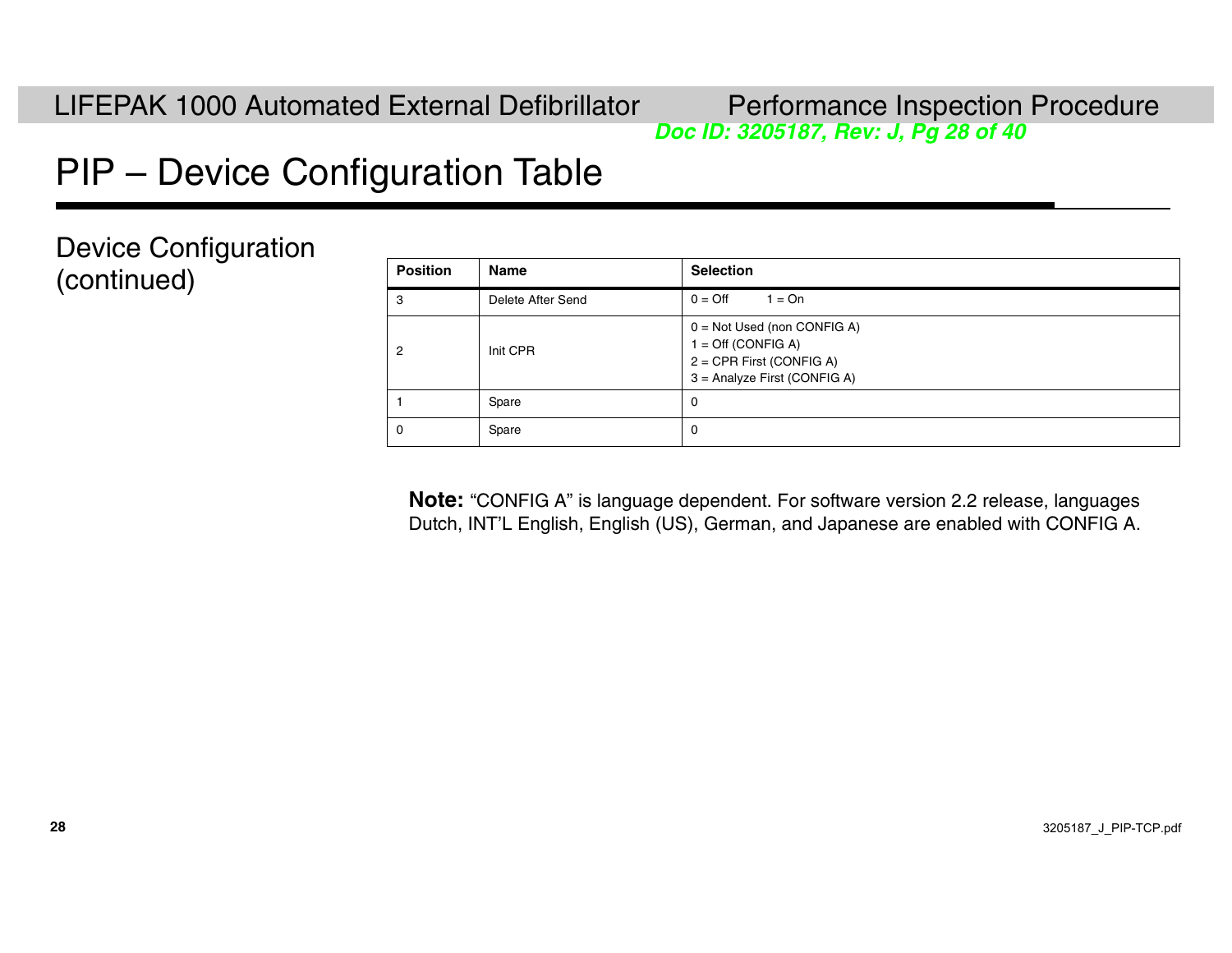# PIP – Device Configuration Table

## Device Configuration (continued)

| Position | Name | Selection |
|---|---|---|
| 3 | Delete After Send | 0 = Off    1 = On |
| 2 | Init CPR | 0 = Not Used (non CONFIG A)<br>1 = Off (CONFIG A)<br>2 = CPR First (CONFIG A)<br>3 = Analyze First (CONFIG A) |
| 1 | Spare | 0 |
| 0 | Spare | 0 |

**Note:** "CONFIG A" is language dependent. For software version 2.2 release, languages Dutch, INT'L English, English (US), German, and Japanese are enabled with CONFIG A.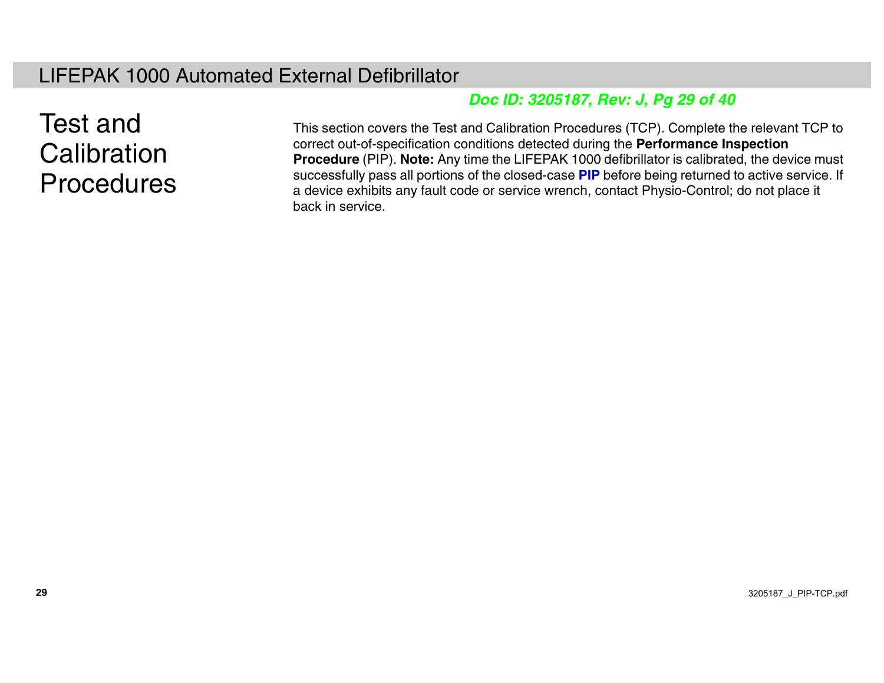# Test and Calibration Procedures

This section covers the Test and Calibration Procedures (TCP). Complete the relevant TCP to correct out-of-specification conditions detected during the **Performance Inspection Procedure** (PIP). **Note:** Any time the LIFEPAK 1000 defibrillator is calibrated, the device must successfully pass all portions of the closed-case **PIP** before being returned to active service. If a device exhibits any fault code or service wrench, contact Physio-Control; do not place it back in service.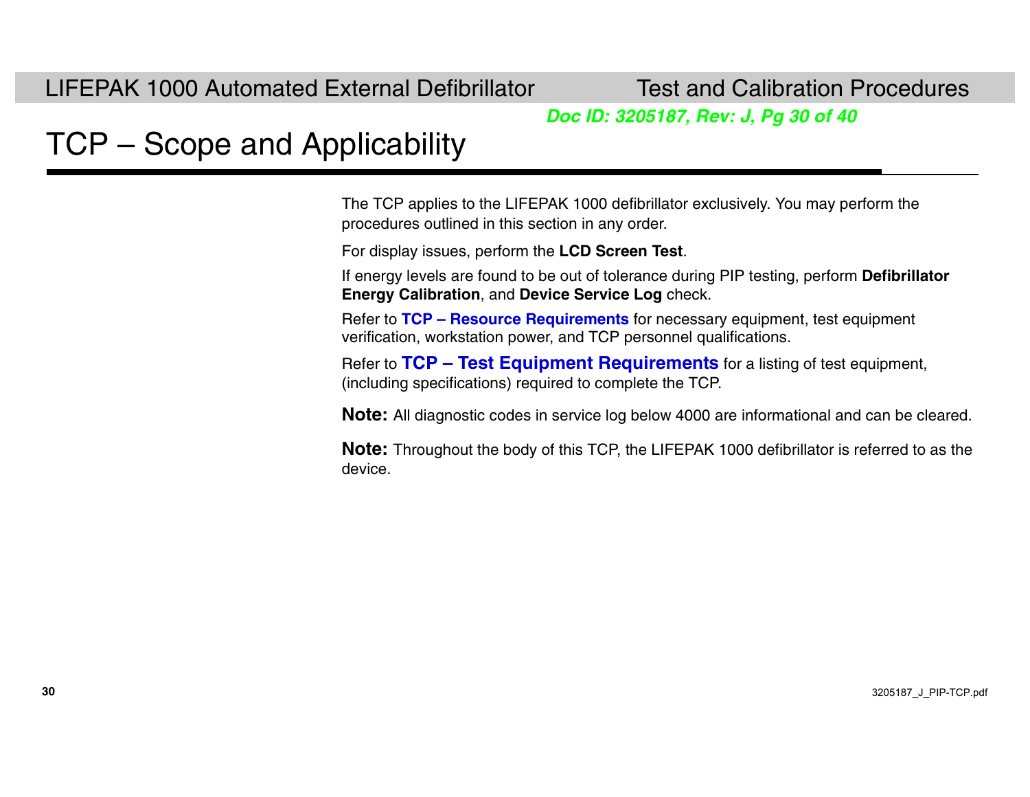# TCP – Scope and Applicability

The TCP applies to the LIFEPAK 1000 defibrillator exclusively. You may perform the procedures outlined in this section in any order.

For display issues, perform the **LCD Screen Test**.

If energy levels are found to be out of tolerance during PIP testing, perform **Defibrillator Energy Calibration**, and **Device Service Log** check.

Refer to **TCP – Resource Requirements** for necessary equipment, test equipment verification, workstation power, and TCP personnel qualifications.

Refer to **TCP – Test Equipment Requirements** for a listing of test equipment, (including specifications) required to complete the TCP.

**Note:** All diagnostic codes in service log below 4000 are informational and can be cleared.

**Note:** Throughout the body of this TCP, the LIFEPAK 1000 defibrillator is referred to as the device.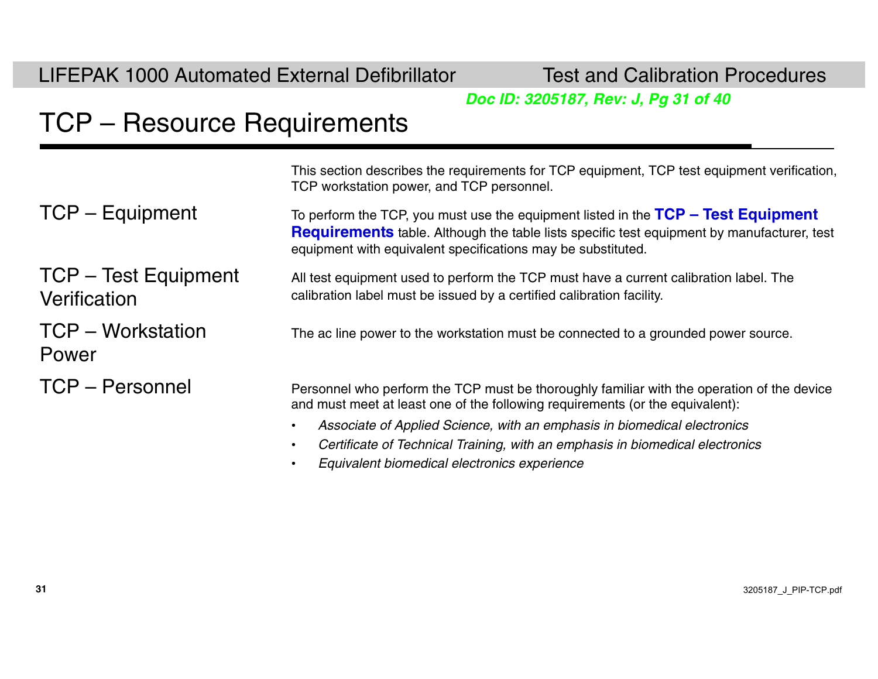# TCP – Resource Requirements

This section describes the requirements for TCP equipment, TCP test equipment verification, TCP workstation power, and TCP personnel.

## TCP – Equipment

To perform the TCP, you must use the equipment listed in the **TCP – Test Equipment Requirements** table. Although the table lists specific test equipment by manufacturer, test equipment with equivalent specifications may be substituted.

## TCP – Test Equipment Verification

All test equipment used to perform the TCP must have a current calibration label. The calibration label must be issued by a certified calibration facility.

## TCP – Workstation Power

The ac line power to the workstation must be connected to a grounded power source.

## TCP – Personnel

Personnel who perform the TCP must be thoroughly familiar with the operation of the device and must meet at least one of the following requirements (or the equivalent):

- *Associate of Applied Science, with an emphasis in biomedical electronics*
- *Certificate of Technical Training, with an emphasis in biomedical electronics*
- *Equivalent biomedical electronics experience*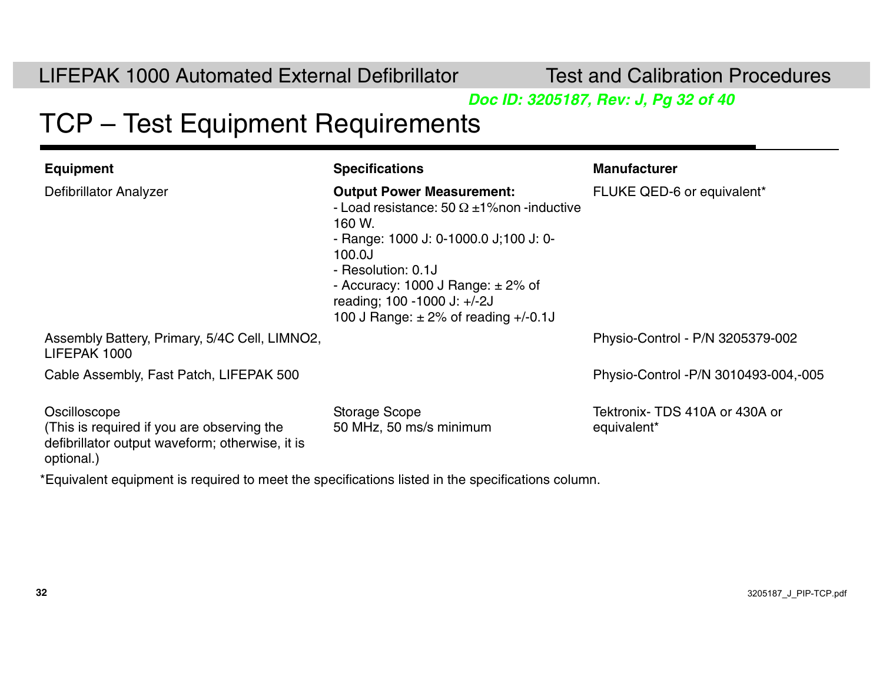# TCP – Test Equipment Requirements

| Equipment | Specifications | Manufacturer |
| --- | --- | --- |
| Defibrillator Analyzer | **Output Power Measurement:**<br>- Load resistance: 50 Ω ±1%non -inductive 160 W.<br>- Range: 1000 J: 0-1000.0 J;100 J: 0-100.0J<br>- Resolution: 0.1J<br>- Accuracy: 1000 J Range: ± 2% of reading; 100 -1000 J: +/-2J<br>100 J Range: ± 2% of reading +/-0.1J | FLUKE QED-6 or equivalent* |
| Assembly Battery, Primary, 5/4C Cell, LIMNO2, LIFEPAK 1000 | | Physio-Control - P/N 3205379-002 |
| Cable Assembly, Fast Patch, LIFEPAK 500 | | Physio-Control -P/N 3010493-004,-005 |
| Oscilloscope<br>(This is required if you are observing the defibrillator output waveform; otherwise, it is optional.) | Storage Scope<br>50 MHz, 50 ms/s minimum | Tektronix- TDS 410A or 430A or equivalent* |

*Equivalent equipment is required to meet the specifications listed in the specifications column.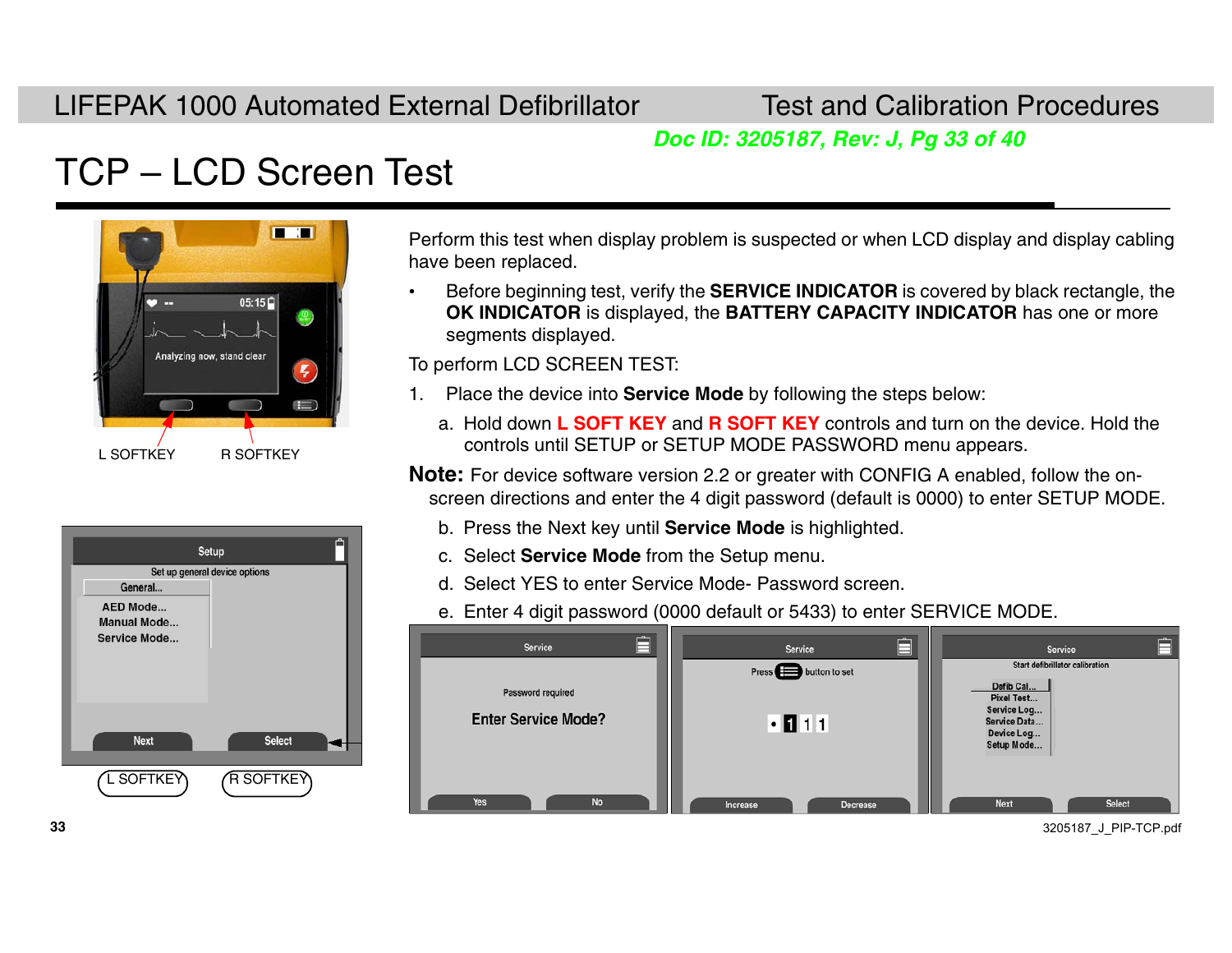# TCP – LCD Screen Test

L SOFTKEY R SOFTKEY

Perform this test when display problem is suspected or when LCD display and display cabling have been replaced.

- Before beginning test, verify the **SERVICE INDICATOR** is covered by black rectangle, the **OK INDICATOR** is displayed, the **BATTERY CAPACITY INDICATOR** has one or more segments displayed.

To perform LCD SCREEN TEST:

1. Place the device into **Service Mode** by following the steps below:

   a. Hold down **L SOFT KEY** and **R SOFT KEY** controls and turn on the device. Hold the controls until SETUP or SETUP MODE PASSWORD menu appears.

**Note:** For device software version 2.2 or greater with CONFIG A enabled, follow the on-screen directions and enter the 4 digit password (default is 0000) to enter SETUP MODE.

   b. Press the Next key until **Service Mode** is highlighted.

   c. Select **Service Mode** from the Setup menu.

   d. Select YES to enter Service Mode- Password screen.

   e. Enter 4 digit password (0000 default or 5433) to enter SERVICE MODE.

L SOFTKEY R SOFTKEY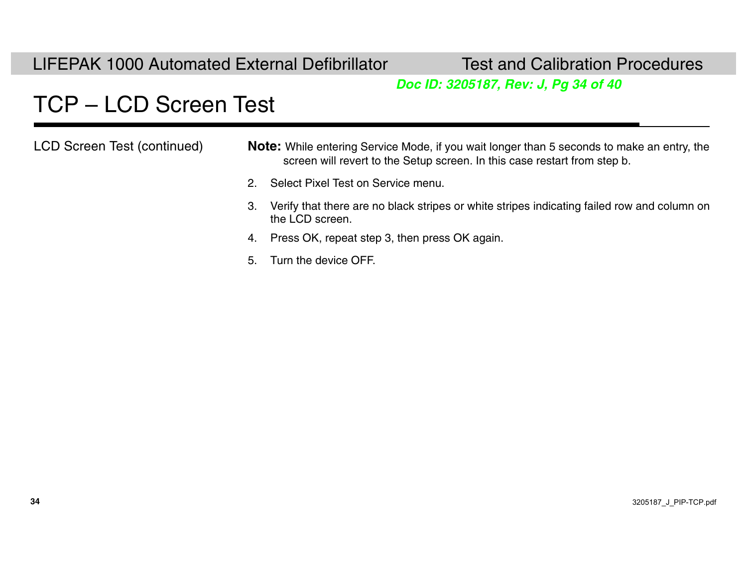# TCP – LCD Screen Test

LCD Screen Test (continued)

**Note:** While entering Service Mode, if you wait longer than 5 seconds to make an entry, the screen will revert to the Setup screen. In this case restart from step b.

2. Select Pixel Test on Service menu.
3. Verify that there are no black stripes or white stripes indicating failed row and column on the LCD screen.
4. Press OK, repeat step 3, then press OK again.
5. Turn the device OFF.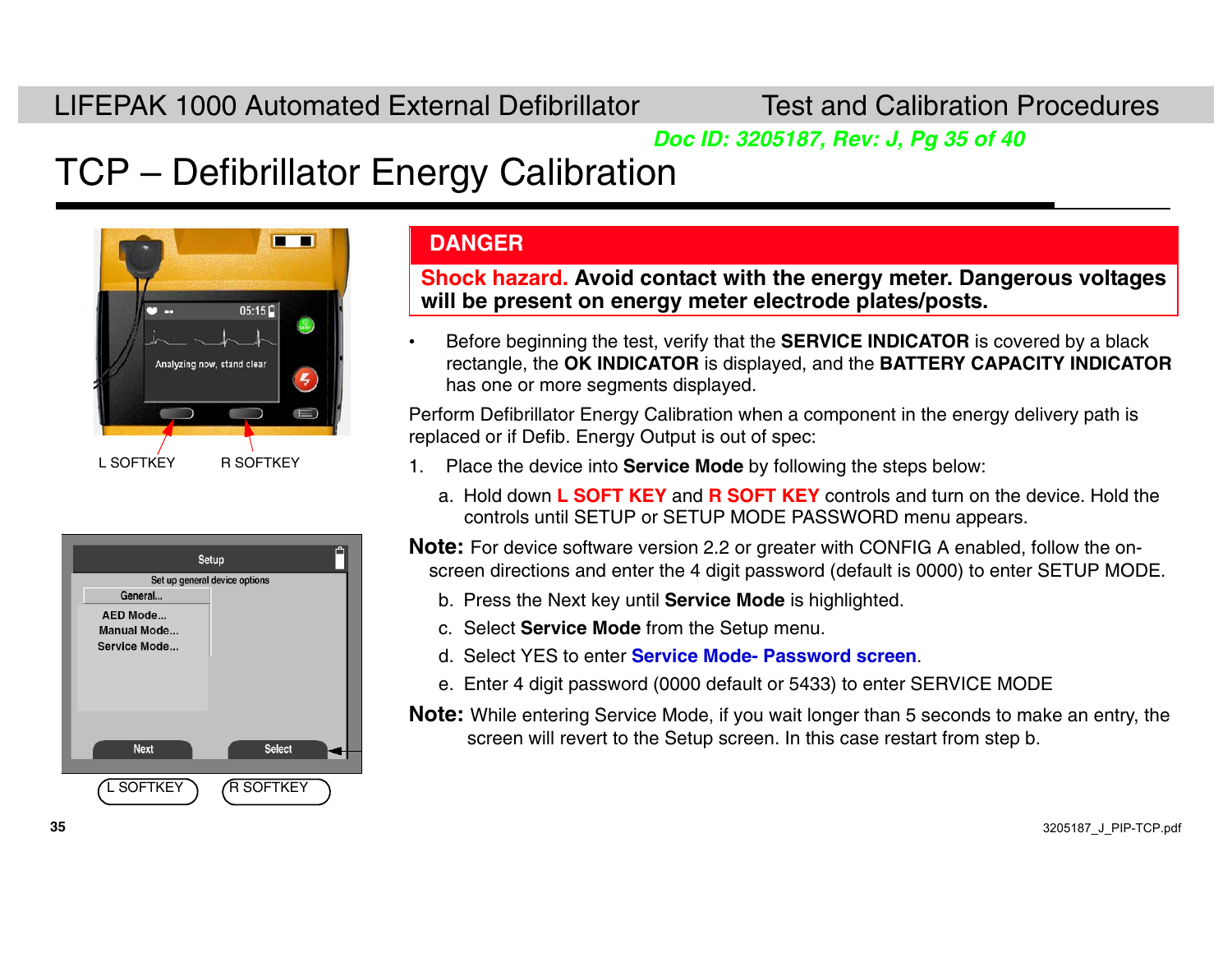# TCP – Defibrillator Energy Calibration

L SOFTKEY R SOFTKEY

L SOFTKEY R SOFTKEY

**DANGER**

**Shock hazard. Avoid contact with the energy meter. Dangerous voltages will be present on energy meter electrode plates/posts.**

- Before beginning the test, verify that the **SERVICE INDICATOR** is covered by a black rectangle, the **OK INDICATOR** is displayed, and the **BATTERY CAPACITY INDICATOR** has one or more segments displayed.

Perform Defibrillator Energy Calibration when a component in the energy delivery path is replaced or if Defib. Energy Output is out of spec:

1. Place the device into **Service Mode** by following the steps below:

   a. Hold down **L SOFT KEY** and **R SOFT KEY** controls and turn on the device. Hold the controls until SETUP or SETUP MODE PASSWORD menu appears.

**Note:** For device software version 2.2 or greater with CONFIG A enabled, follow the on-screen directions and enter the 4 digit password (default is 0000) to enter SETUP MODE.

   b. Press the Next key until **Service Mode** is highlighted.

   c. Select **Service Mode** from the Setup menu.

   d. Select YES to enter **Service Mode- Password screen**.

   e. Enter 4 digit password (0000 default or 5433) to enter SERVICE MODE

**Note:** While entering Service Mode, if you wait longer than 5 seconds to make an entry, the screen will revert to the Setup screen. In this case restart from step b.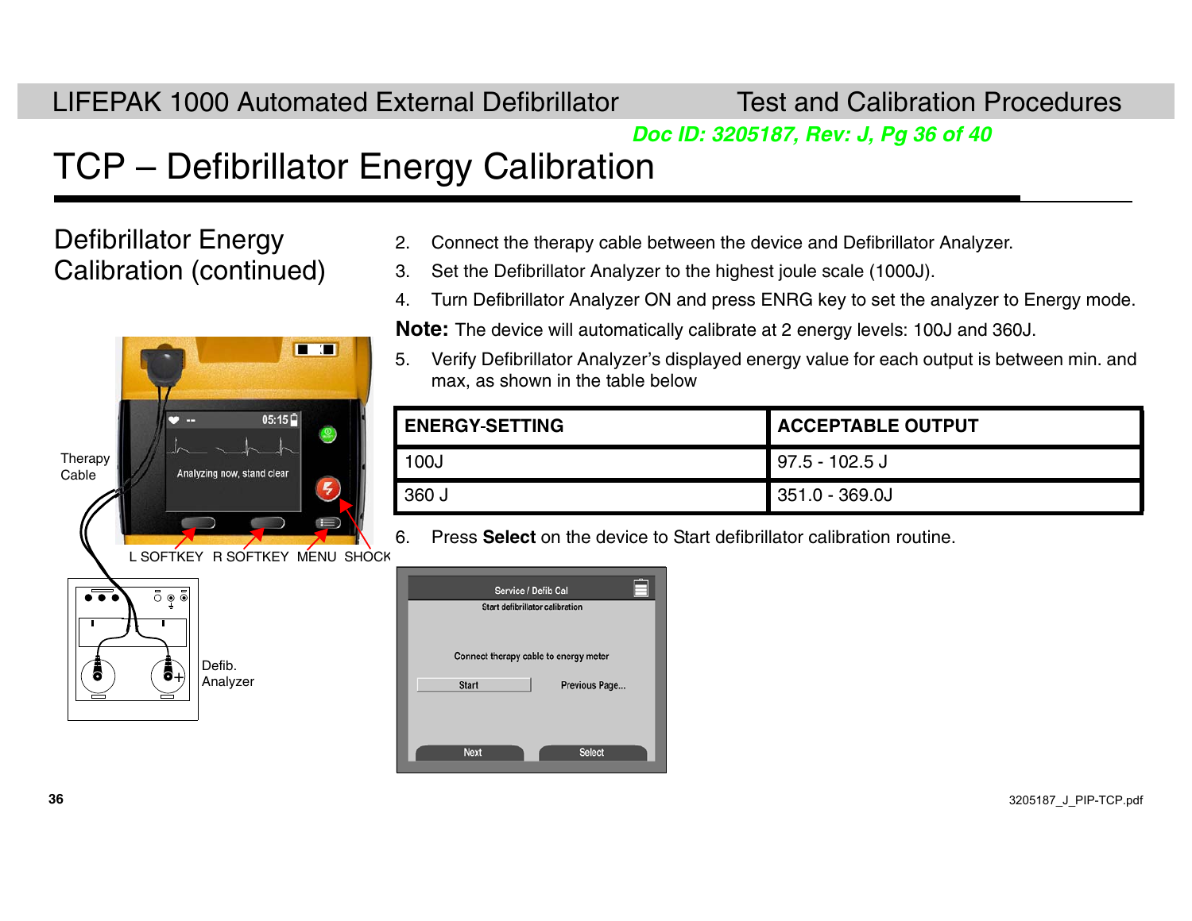# TCP – Defibrillator Energy Calibration

## Defibrillator Energy Calibration (continued)

2. Connect the therapy cable between the device and Defibrillator Analyzer.
3. Set the Defibrillator Analyzer to the highest joule scale (1000J).
4. Turn Defibrillator Analyzer ON and press ENRG key to set the analyzer to Energy mode.

**Note:** The device will automatically calibrate at 2 energy levels: 100J and 360J.

5. Verify Defibrillator Analyzer's displayed energy value for each output is between min. and max, as shown in the table below

| ENERGY-SETTING | ACCEPTABLE OUTPUT |
|---|---|
| 100J | 97.5 - 102.5 J |
| 360 J | 351.0 - 369.0J |

6. Press **Select** on the device to Start defibrillator calibration routine.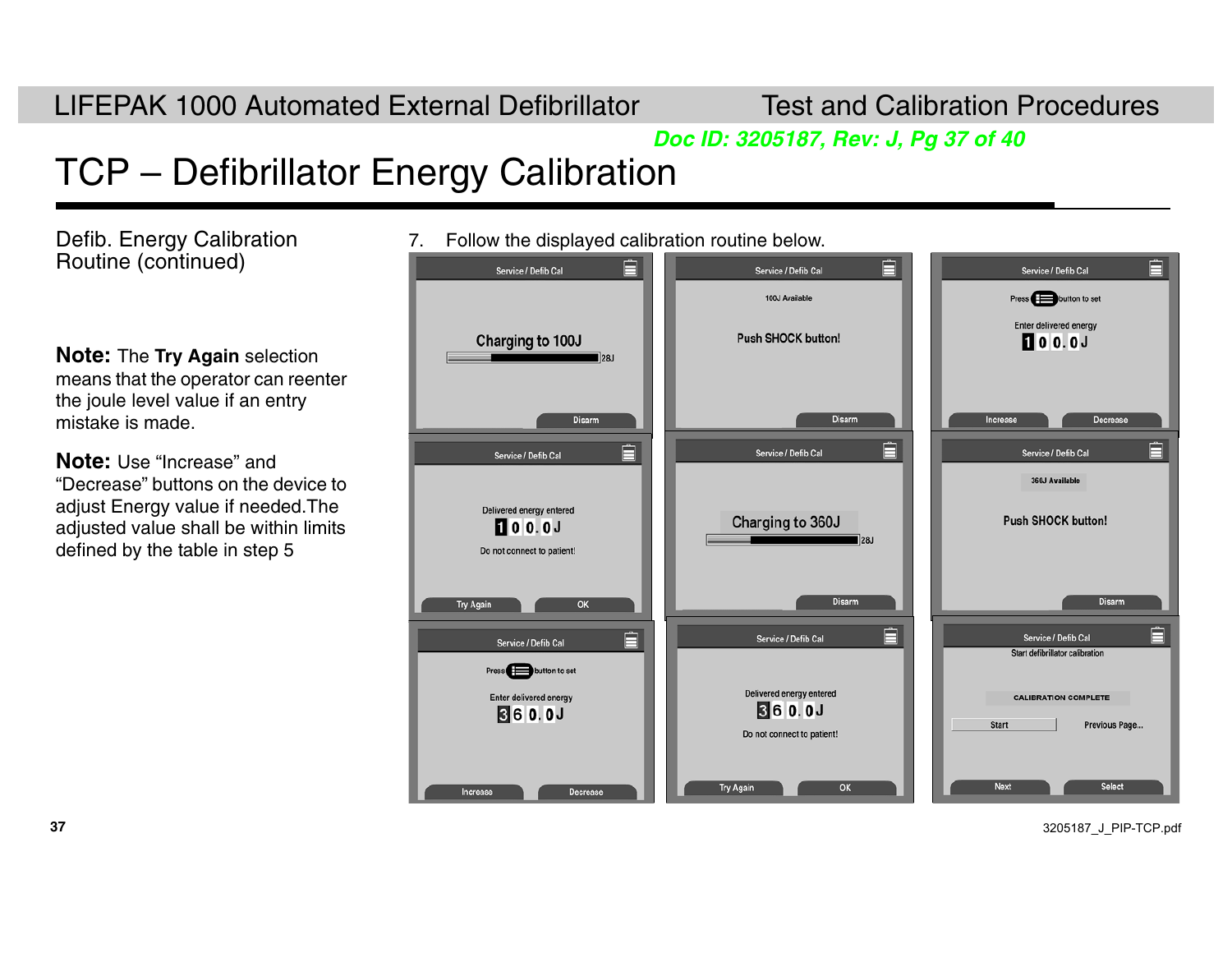# TCP – Defibrillator Energy Calibration

Defib. Energy Calibration Routine (continued)

**Note:** The **Try Again** selection means that the operator can reenter the joule level value if an entry mistake is made.

**Note:** Use “Increase” and “Decrease” buttons on the device to adjust Energy value if needed.The adjusted value shall be within limits defined by the table in step 5

7. Follow the displayed calibration routine below.

Service / Defib Cal
Charging to 100J
28J
Disarm

Service / Defib Cal
100J Available
Push SHOCK button!
Disarm

Service / Defib Cal
Press button to set
Enter delivered energy
100.0J
Increase | Decrease

Service / Defib Cal
Delivered energy entered
100.0J
Do not connect to patient!
Try Again | OK

Service / Defib Cal
Charging to 360J
28J
Disarm

Service / Defib Cal
360J Available
Push SHOCK button!
Disarm

Service / Defib Cal
Press button to set
Enter delivered energy
360.0J
Increase | Decrease

Service / Defib Cal
Delivered energy entered
360.0J
Do not connect to patient!
Try Again | OK

Service / Defib Cal
Start defibrillator calibration
CALIBRATION COMPLETE
Start | Previous Page...
Next | Select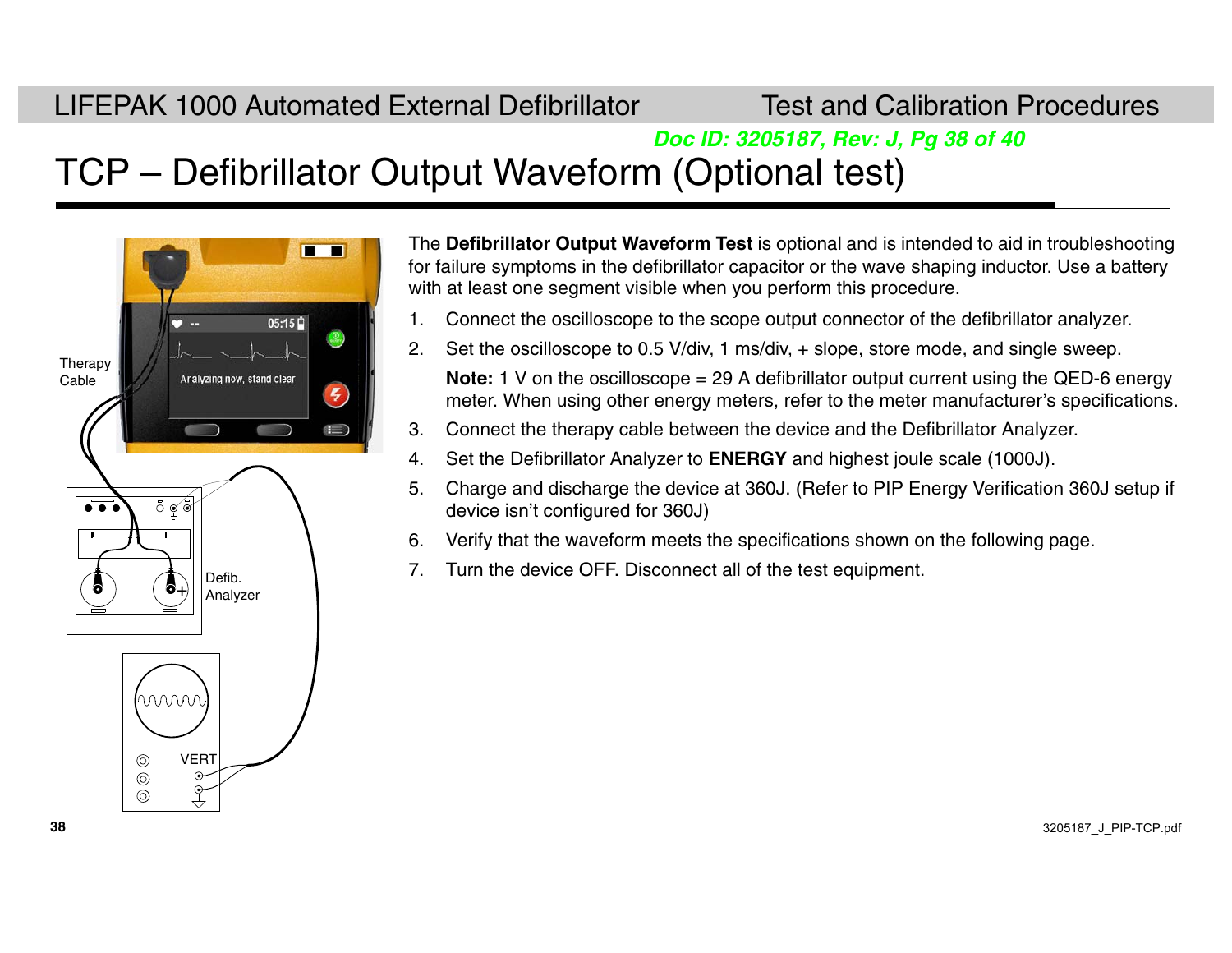# TCP – Defibrillator Output Waveform (Optional test)

Therapy Cable

Defib. Analyzer

VERT

The **Defibrillator Output Waveform Test** is optional and is intended to aid in troubleshooting for failure symptoms in the defibrillator capacitor or the wave shaping inductor. Use a battery with at least one segment visible when you perform this procedure.

1. Connect the oscilloscope to the scope output connector of the defibrillator analyzer.
2. Set the oscilloscope to 0.5 V/div, 1 ms/div, + slope, store mode, and single sweep.

   **Note:** 1 V on the oscilloscope = 29 A defibrillator output current using the QED-6 energy meter. When using other energy meters, refer to the meter manufacturer's specifications.
3. Connect the therapy cable between the device and the Defibrillator Analyzer.
4. Set the Defibrillator Analyzer to **ENERGY** and highest joule scale (1000J).
5. Charge and discharge the device at 360J. (Refer to PIP Energy Verification 360J setup if device isn't configured for 360J)
6. Verify that the waveform meets the specifications shown on the following page.
7. Turn the device OFF. Disconnect all of the test equipment.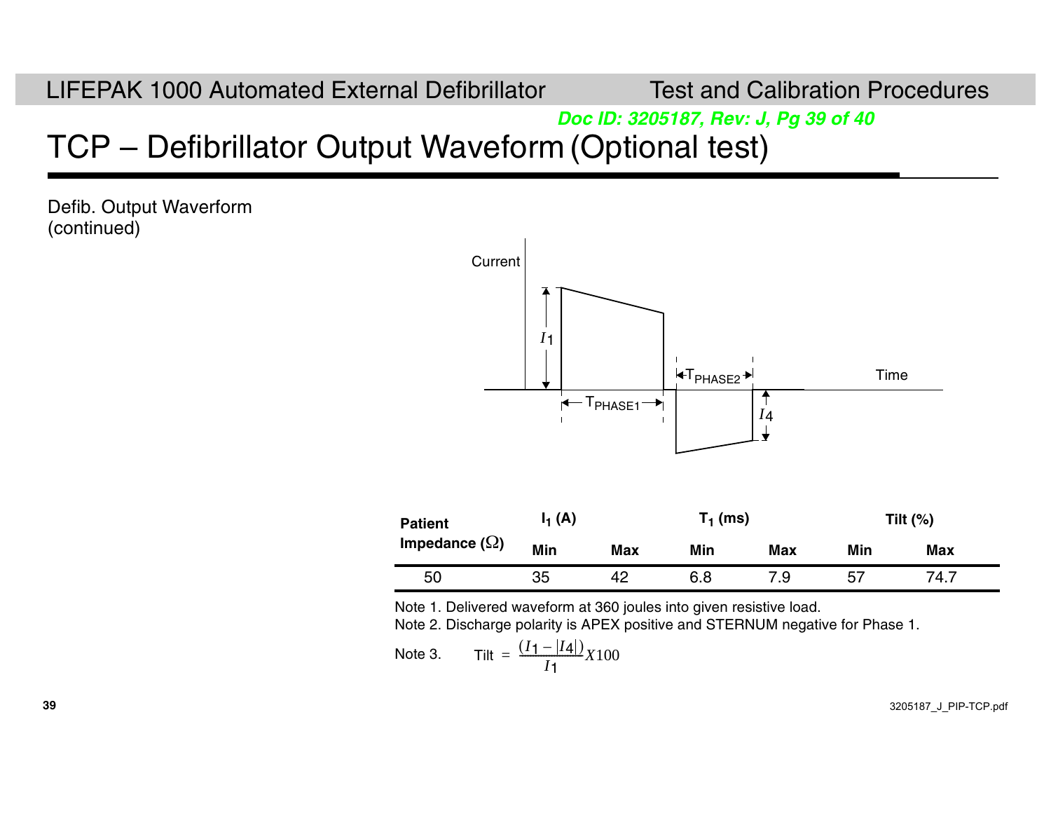# TCP – Defibrillator Output Waveform (Optional test)

Defib. Output Waverform (continued)

| Patient Impedance (Ω) | $I_1$ (A) | | $T_1$ (ms) | | Tilt (%) | |
|---|---|---|---|---|---|---|
| | Min | Max | Min | Max | Min | Max |
| 50 | 35 | 42 | 6.8 | 7.9 | 57 | 74.7 |

Note 1. Delivered waveform at 360 joules into given resistive load.

Note 2. Discharge polarity is APEX positive and STERNUM negative for Phase 1.

Note 3. $\text{Tilt} = \frac{(I_1 - |I_4|)}{I_1} X100$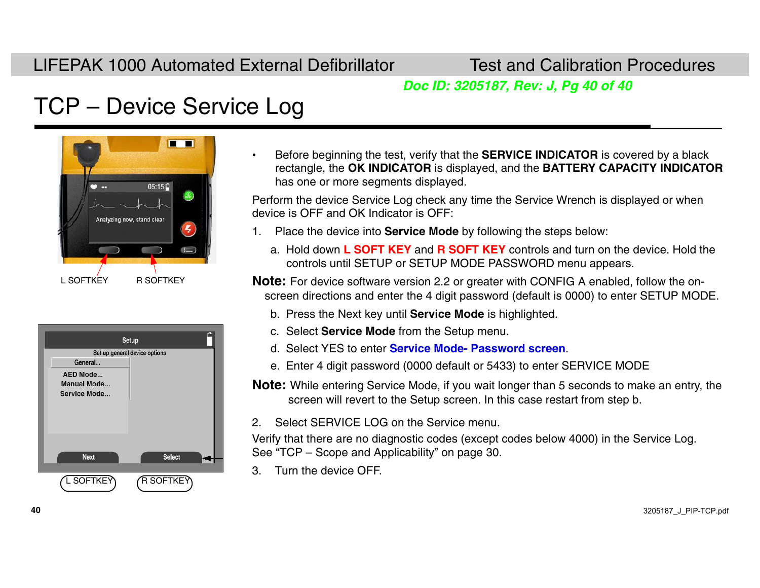# TCP – Device Service Log

L SOFTKEY

R SOFTKEY

L SOFTKEY

R SOFTKEY

- Before beginning the test, verify that the **SERVICE INDICATOR** is covered by a black rectangle, the **OK INDICATOR** is displayed, and the **BATTERY CAPACITY INDICATOR** has one or more segments displayed.

Perform the device Service Log check any time the Service Wrench is displayed or when device is OFF and OK Indicator is OFF:

1. Place the device into **Service Mode** by following the steps below:

   a. Hold down **L SOFT KEY** and **R SOFT KEY** controls and turn on the device. Hold the controls until SETUP or SETUP MODE PASSWORD menu appears.

**Note:** For device software version 2.2 or greater with CONFIG A enabled, follow the on-screen directions and enter the 4 digit password (default is 0000) to enter SETUP MODE.

   b. Press the Next key until **Service Mode** is highlighted.

   c. Select **Service Mode** from the Setup menu.

   d. Select YES to enter **Service Mode- Password screen**.

   e. Enter 4 digit password (0000 default or 5433) to enter SERVICE MODE

**Note:** While entering Service Mode, if you wait longer than 5 seconds to make an entry, the screen will revert to the Setup screen. In this case restart from step b.

2. Select SERVICE LOG on the Service menu.

Verify that there are no diagnostic codes (except codes below 4000) in the Service Log. See “TCP – Scope and Applicability” on page 30.

3. Turn the device OFF.